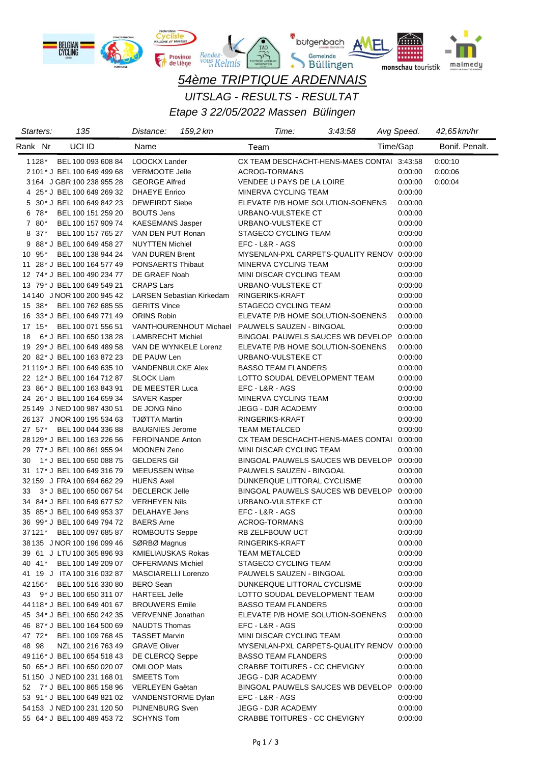# 54ème TRIPTIQUE ARDENNAIS

## UITSLAG - RESULTS - RESULTAT

### Etape 3 22/05/2022 Massen Bülingen

| Starters: | 135 | Distance: | 159,2 km | Time: | 3:43:58 | Avg Speed. | 42,65 km/hr |
|---|---|---|---|---|---|---|---|

| Rank | Nr | UCI ID | Name | Team | Time/Gap | Bonif. | Penalt. |
|---|---|---|---|---|---|---|---|
| 1 | 128* | BEL 100 093 608 84 | LOOCKX Lander | CX TEAM DESCHACHT-HENS-MAES CONTAI | 3:43:58 | 0:00:10 | |
| 2 | 101* J | BEL 100 649 499 68 | VERMOOTE Jelle | ACROG-TORMANS | 0:00:00 | 0:00:06 | |
| 3 | 164 J | GBR 100 238 955 28 | GEORGE Alfred | VENDEE U PAYS DE LA LOIRE | 0:00:00 | 0:00:04 | |
| 4 | 25* J | BEL 100 649 269 32 | DHAEYE Enrico | MINERVA CYCLING TEAM | 0:00:00 | | |
| 5 | 30* J | BEL 100 649 842 23 | DEWEIRDT Siebe | ELEVATE P/B HOME SOLUTION-SOENENS | 0:00:00 | | |
| 6 | 78* | BEL 100 151 259 20 | BOUTS Jens | URBANO-VULSTEKE CT | 0:00:00 | | |
| 7 | 80* | BEL 100 157 909 74 | KAESEMANS Jasper | URBANO-VULSTEKE CT | 0:00:00 | | |
| 8 | 37* | BEL 100 157 765 27 | VAN DEN PUT Ronan | STAGECO CYCLING TEAM | 0:00:00 | | |
| 9 | 88* J | BEL 100 649 458 27 | NUYTTEN Michiel | EFC - L&R - AGS | 0:00:00 | | |
| 10 | 95* | BEL 100 138 944 24 | VAN DUREN Brent | MYSENLAN-PXL CARPETS-QUALITY RENOV | 0:00:00 | | |
| 11 | 28* J | BEL 100 164 577 49 | PONSAERTS Thibaut | MINERVA CYCLING TEAM | 0:00:00 | | |
| 12 | 74* J | BEL 100 490 234 77 | DE GRAEF Noah | MINI DISCAR CYCLING TEAM | 0:00:00 | | |
| 13 | 79* J | BEL 100 649 549 21 | CRAPS Lars | URBANO-VULSTEKE CT | 0:00:00 | | |
| 14 | 140 J | NOR 100 200 945 42 | LARSEN Sebastian Kirkedam | RINGERIKS-KRAFT | 0:00:00 | | |
| 15 | 38* | BEL 100 762 685 55 | GERITS Vince | STAGECO CYCLING TEAM | 0:00:00 | | |
| 16 | 33* J | BEL 100 649 771 49 | ORINS Robin | ELEVATE P/B HOME SOLUTION-SOENENS | 0:00:00 | | |
| 17 | 15* | BEL 100 071 556 51 | VANTHOURENHOUT Michael | PAUWELS SAUZEN - BINGOAL | 0:00:00 | | |
| 18 | 6* J | BEL 100 650 138 28 | LAMBRECHT Michiel | BINGOAL PAUWELS SAUCES WB DEVELOP | 0:00:00 | | |
| 19 | 29* J | BEL 100 649 489 58 | VAN DE WYNKELE Lorenz | ELEVATE P/B HOME SOLUTION-SOENENS | 0:00:00 | | |
| 20 | 82* J | BEL 100 163 872 23 | DE PAUW Len | URBANO-VULSTEKE CT | 0:00:00 | | |
| 21 | 119* J | BEL 100 649 635 10 | VANDENBULCKE Alex | BASSO TEAM FLANDERS | 0:00:00 | | |
| 22 | 12* J | BEL 100 164 712 87 | SLOCK Liam | LOTTO SOUDAL DEVELOPMENT TEAM | 0:00:00 | | |
| 23 | 86* J | BEL 100 163 843 91 | DE MEESTER Luca | EFC - L&R - AGS | 0:00:00 | | |
| 24 | 26* J | BEL 100 164 659 34 | SAVER Kasper | MINERVA CYCLING TEAM | 0:00:00 | | |
| 25 | 149 J | NED 100 987 430 51 | DE JONG Nino | JEGG - DJR ACADEMY | 0:00:00 | | |
| 26 | 137 J | NOR 100 195 534 63 | TJØTTA Martin | RINGERIKS-KRAFT | 0:00:00 | | |
| 27 | 57* | BEL 100 044 336 88 | BAUGNIES Jerome | TEAM METALCED | 0:00:00 | | |
| 28 | 129* J | BEL 100 163 226 56 | FERDINANDE Anton | CX TEAM DESCHACHT-HENS-MAES CONTAI | 0:00:00 | | |
| 29 | 77* J | BEL 100 861 955 94 | MOONEN Zeno | MINI DISCAR CYCLING TEAM | 0:00:00 | | |
| 30 | 1* J | BEL 100 650 088 75 | GELDERS Gil | BINGOAL PAUWELS SAUCES WB DEVELOP | 0:00:00 | | |
| 31 | 17* J | BEL 100 649 316 79 | MEEUSSEN Witse | PAUWELS SAUZEN - BINGOAL | 0:00:00 | | |
| 32 | 159 J | FRA 100 694 662 29 | HUENS Axel | DUNKERQUE LITTORAL CYCLISME | 0:00:00 | | |
| 33 | 3* J | BEL 100 650 067 54 | DECLERCK Jelle | BINGOAL PAUWELS SAUCES WB DEVELOP | 0:00:00 | | |
| 34 | 84* J | BEL 100 649 677 52 | VERHEYEN Nils | URBANO-VULSTEKE CT | 0:00:00 | | |
| 35 | 85* J | BEL 100 649 953 37 | DELAHAYE Jens | EFC - L&R - AGS | 0:00:00 | | |
| 36 | 99* J | BEL 100 649 794 72 | BAERS Arne | ACROG-TORMANS | 0:00:00 | | |
| 37 | 121* | BEL 100 097 685 87 | ROMBOUTS Seppe | RB ZELFBOUW UCT | 0:00:00 | | |
| 38 | 135 J | NOR 100 196 099 46 | SØRBØ Magnus | RINGERIKS-KRAFT | 0:00:00 | | |
| 39 | 61 J | LTU 100 365 896 93 | KMIELIAUSKAS Rokas | TEAM METALCED | 0:00:00 | | |
| 40 | 41* | BEL 100 149 209 07 | OFFERMANS Michiel | STAGECO CYCLING TEAM | 0:00:00 | | |
| 41 | 19 J | ITA 100 316 032 87 | MASCIARELLI Lorenzo | PAUWELS SAUZEN - BINGOAL | 0:00:00 | | |
| 42 | 156* | BEL 100 516 330 80 | BERO Sean | DUNKERQUE LITTORAL CYCLISME | 0:00:00 | | |
| 43 | 9* J | BEL 100 650 311 07 | HARTEEL Jelle | LOTTO SOUDAL DEVELOPMENT TEAM | 0:00:00 | | |
| 44 | 118* J | BEL 100 649 401 67 | BROUWERS Emile | BASSO TEAM FLANDERS | 0:00:00 | | |
| 45 | 34* J | BEL 100 650 242 35 | VERVENNE Jonathan | ELEVATE P/B HOME SOLUTION-SOENENS | 0:00:00 | | |
| 46 | 87* J | BEL 100 164 500 69 | NAUDTS Thomas | EFC - L&R - AGS | 0:00:00 | | |
| 47 | 72* | BEL 100 109 768 45 | TASSET Marvin | MINI DISCAR CYCLING TEAM | 0:00:00 | | |
| 48 | 98 | NZL 100 216 763 49 | GRAVE Oliver | MYSENLAN-PXL CARPETS-QUALITY RENOV | 0:00:00 | | |
| 49 | 116* J | BEL 100 654 518 43 | DE CLERCQ Seppe | BASSO TEAM FLANDERS | 0:00:00 | | |
| 50 | 65* J | BEL 100 650 020 07 | OMLOOP Mats | CRABBE TOITURES - CC CHEVIGNY | 0:00:00 | | |
| 51 | 150 J | NED 100 231 168 01 | SMEETS Tom | JEGG - DJR ACADEMY | 0:00:00 | | |
| 52 | 7* J | BEL 100 865 158 96 | VERLEYEN Gaëtan | BINGOAL PAUWELS SAUCES WB DEVELOP | 0:00:00 | | |
| 53 | 91* J | BEL 100 649 821 02 | VANDENSTORME Dylan | EFC - L&R - AGS | 0:00:00 | | |
| 54 | 153 J | NED 100 231 120 50 | PIJNENBURG Sven | JEGG - DJR ACADEMY | 0:00:00 | | |
| 55 | 64* J | BEL 100 489 453 72 | SCHYNS Tom | CRABBE TOITURES - CC CHEVIGNY | 0:00:00 | | |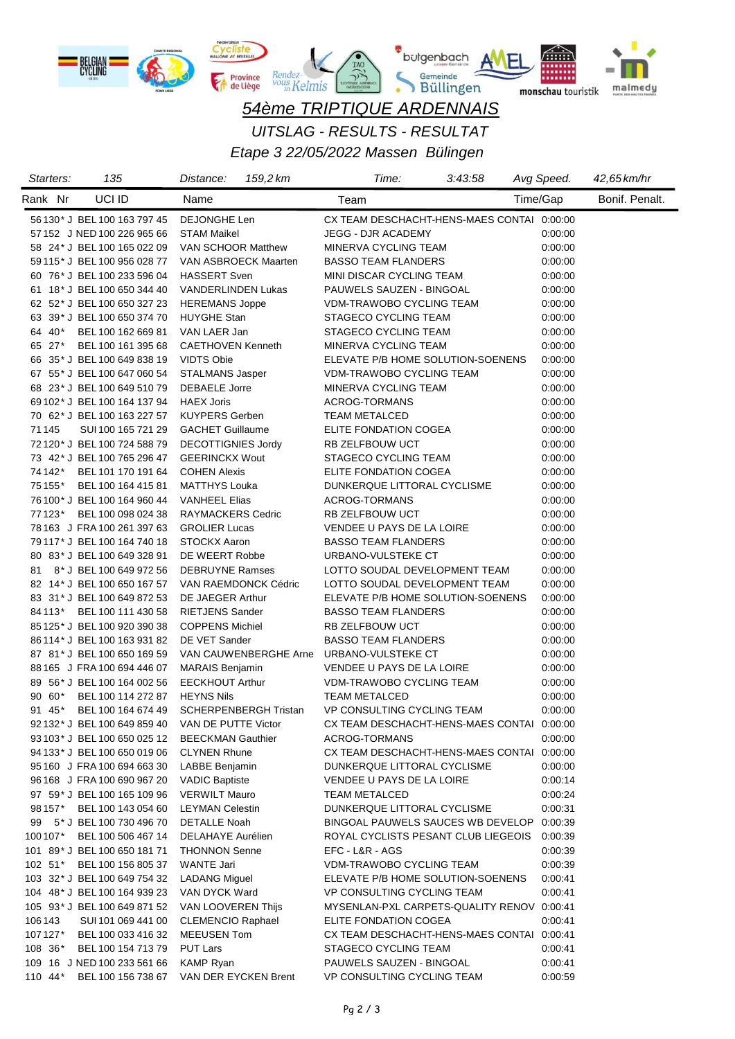# 54ème TRIPTIQUE ARDENNAIS

## UITSLAG - RESULTS - RESULTAT

### Etape 3 22/05/2022 Massen Bülingen

| Starters: | 135 | Distance: | 159,2 km | Time: | 3:43:58 | Avg Speed. | 42,65 km/hr |
|---|---|---|---|---|---|---|---|

| Rank | Nr | | UCI ID | Name | Team | Time/Gap | Bonif. Penalt. |
|---|---|---|---|---|---|---|---|
| 56 | 130* | J | BEL 100 163 797 45 | DEJONGHE Len | CX TEAM DESCHACHT-HENS-MAES CONTAI | 0:00:00 | |
| 57 | 152 | J | NED 100 226 965 66 | STAM Maikel | JEGG - DJR ACADEMY | 0:00:00 | |
| 58 | 24* | J | BEL 100 165 022 09 | VAN SCHOOR Matthew | MINERVA CYCLING TEAM | 0:00:00 | |
| 59 | 115* | J | BEL 100 956 028 77 | VAN ASBROECK Maarten | BASSO TEAM FLANDERS | 0:00:00 | |
| 60 | 76* | J | BEL 100 233 596 04 | HASSERT Sven | MINI DISCAR CYCLING TEAM | 0:00:00 | |
| 61 | 18* | J | BEL 100 650 344 40 | VANDERLINDEN Lukas | PAUWELS SAUZEN - BINGOAL | 0:00:00 | |
| 62 | 52* | J | BEL 100 650 327 23 | HEREMANS Joppe | VDM-TRAWOBO CYCLING TEAM | 0:00:00 | |
| 63 | 39* | J | BEL 100 650 374 70 | HUYGHE Stan | STAGECO CYCLING TEAM | 0:00:00 | |
| 64 | 40* | | BEL 100 162 669 81 | VAN LAER Jan | STAGECO CYCLING TEAM | 0:00:00 | |
| 65 | 27* | | BEL 100 161 395 68 | CAETHOVEN Kenneth | MINERVA CYCLING TEAM | 0:00:00 | |
| 66 | 35* | J | BEL 100 649 838 19 | VIDTS Obie | ELEVATE P/B HOME SOLUTION-SOENENS | 0:00:00 | |
| 67 | 55* | J | BEL 100 647 060 54 | STALMANS Jasper | VDM-TRAWOBO CYCLING TEAM | 0:00:00 | |
| 68 | 23* | J | BEL 100 649 510 79 | DEBAELE Jorre | MINERVA CYCLING TEAM | 0:00:00 | |
| 69 | 102* | J | BEL 100 164 137 94 | HAEX Joris | ACROG-TORMANS | 0:00:00 | |
| 70 | 62* | J | BEL 100 163 227 57 | KUYPERS Gerben | TEAM METALCED | 0:00:00 | |
| 71 | 145 | | SUI 100 165 721 29 | GACHET Guillaume | ELITE FONDATION COGEA | 0:00:00 | |
| 72 | 120* | J | BEL 100 724 588 79 | DECOTTIGNIES Jordy | RB ZELFBOUW UCT | 0:00:00 | |
| 73 | 42* | J | BEL 100 765 296 47 | GEERINCKX Wout | STAGECO CYCLING TEAM | 0:00:00 | |
| 74 | 142* | | BEL 101 170 191 64 | COHEN Alexis | ELITE FONDATION COGEA | 0:00:00 | |
| 75 | 155* | | BEL 100 164 415 81 | MATTHYS Louka | DUNKERQUE LITTORAL CYCLISME | 0:00:00 | |
| 76 | 100* | J | BEL 100 164 960 44 | VANHEEL Elias | ACROG-TORMANS | 0:00:00 | |
| 77 | 123* | | BEL 100 098 024 38 | RAYMACKERS Cedric | RB ZELFBOUW UCT | 0:00:00 | |
| 78 | 163 | J | FRA 100 261 397 63 | GROLIER Lucas | VENDEE U PAYS DE LA LOIRE | 0:00:00 | |
| 79 | 117* | J | BEL 100 164 740 18 | STOCKX Aaron | BASSO TEAM FLANDERS | 0:00:00 | |
| 80 | 83* | J | BEL 100 649 328 91 | DE WEERT Robbe | URBANO-VULSTEKE CT | 0:00:00 | |
| 81 | 8* | J | BEL 100 649 972 56 | DEBRUYNE Ramses | LOTTO SOUDAL DEVELOPMENT TEAM | 0:00:00 | |
| 82 | 14* | J | BEL 100 650 167 57 | VAN RAEMDONCK Cédric | LOTTO SOUDAL DEVELOPMENT TEAM | 0:00:00 | |
| 83 | 31* | J | BEL 100 649 872 53 | DE JAEGER Arthur | ELEVATE P/B HOME SOLUTION-SOENENS | 0:00:00 | |
| 84 | 113* | | BEL 100 111 430 58 | RIETJENS Sander | BASSO TEAM FLANDERS | 0:00:00 | |
| 85 | 125* | J | BEL 100 920 390 38 | COPPENS Michiel | RB ZELFBOUW UCT | 0:00:00 | |
| 86 | 114* | J | BEL 100 163 931 82 | DE VET Sander | BASSO TEAM FLANDERS | 0:00:00 | |
| 87 | 81* | J | BEL 100 650 169 59 | VAN CAUWENBERGHE Arne | URBANO-VULSTEKE CT | 0:00:00 | |
| 88 | 165 | J | FRA 100 694 446 07 | MARAIS Benjamin | VENDEE U PAYS DE LA LOIRE | 0:00:00 | |
| 89 | 56* | J | BEL 100 164 002 56 | EECKHOUT Arthur | VDM-TRAWOBO CYCLING TEAM | 0:00:00 | |
| 90 | 60* | | BEL 100 114 272 87 | HEYNS Nils | TEAM METALCED | 0:00:00 | |
| 91 | 45* | | BEL 100 164 674 49 | SCHERPENBERGH Tristan | VP CONSULTING CYCLING TEAM | 0:00:00 | |
| 92 | 132* | J | BEL 100 649 859 40 | VAN DE PUTTE Victor | CX TEAM DESCHACHT-HENS-MAES CONTAI | 0:00:00 | |
| 93 | 103* | J | BEL 100 650 025 12 | BEECKMAN Gauthier | ACROG-TORMANS | 0:00:00 | |
| 94 | 133* | J | BEL 100 650 019 06 | CLYNEN Rhune | CX TEAM DESCHACHT-HENS-MAES CONTAI | 0:00:00 | |
| 95 | 160 | J | FRA 100 694 663 30 | LABBE Benjamin | DUNKERQUE LITTORAL CYCLISME | 0:00:00 | |
| 96 | 168 | J | FRA 100 690 967 20 | VADIC Baptiste | VENDEE U PAYS DE LA LOIRE | 0:00:14 | |
| 97 | 59* | J | BEL 100 165 109 96 | VERWILT Mauro | TEAM METALCED | 0:00:24 | |
| 98 | 157* | | BEL 100 143 054 60 | LEYMAN Celestin | DUNKERQUE LITTORAL CYCLISME | 0:00:31 | |
| 99 | 5* | J | BEL 100 730 496 70 | DETALLE Noah | BINGOAL PAUWELS SAUCES WB DEVELOP | 0:00:39 | |
| 100 | 107* | | BEL 100 506 467 14 | DELAHAYE Aurélien | ROYAL CYCLISTS PESANT CLUB LIEGEOIS | 0:00:39 | |
| 101 | 89* | J | BEL 100 650 181 71 | THONNON Senne | EFC - L&R - AGS | 0:00:39 | |
| 102 | 51* | | BEL 100 156 805 37 | WANTE Jari | VDM-TRAWOBO CYCLING TEAM | 0:00:39 | |
| 103 | 32* | J | BEL 100 649 754 32 | LADANG Miguel | ELEVATE P/B HOME SOLUTION-SOENENS | 0:00:41 | |
| 104 | 48* | J | BEL 100 164 939 23 | VAN DYCK Ward | VP CONSULTING CYCLING TEAM | 0:00:41 | |
| 105 | 93* | J | BEL 100 649 871 52 | VAN LOOVEREN Thijs | MYSENLAN-PXL CARPETS-QUALITY RENOV | 0:00:41 | |
| 106 | 143 | | SUI 101 069 441 00 | CLEMENCIO Raphael | ELITE FONDATION COGEA | 0:00:41 | |
| 107 | 127* | | BEL 100 033 416 32 | MEEUSEN Tom | CX TEAM DESCHACHT-HENS-MAES CONTAI | 0:00:41 | |
| 108 | 36* | | BEL 100 154 713 79 | PUT Lars | STAGECO CYCLING TEAM | 0:00:41 | |
| 109 | 16 | J | NED 100 233 561 66 | KAMP Ryan | PAUWELS SAUZEN - BINGOAL | 0:00:41 | |
| 110 | 44* | | BEL 100 156 738 67 | VAN DER EYCKEN Brent | VP CONSULTING CYCLING TEAM | 0:00:59 | |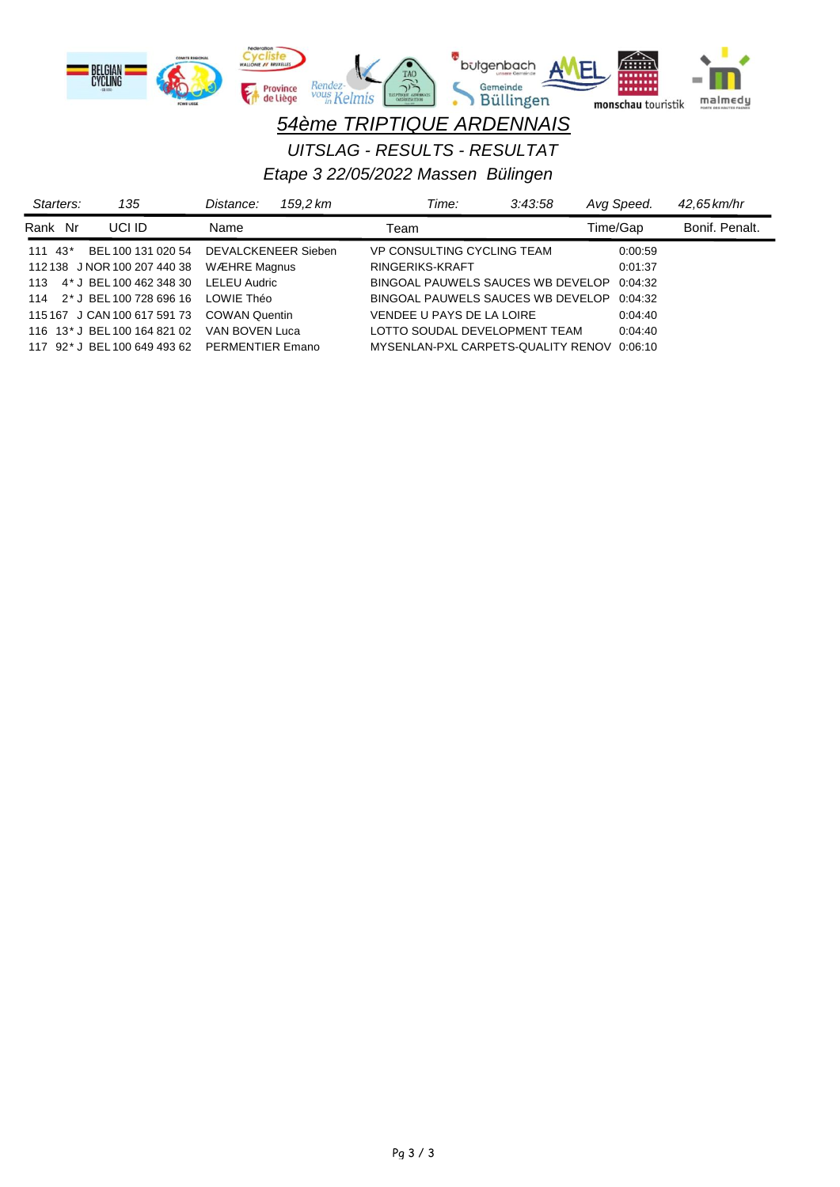# 54ème TRIPTIQUE ARDENNAIS

## UITSLAG - RESULTS - RESULTAT

### Etape 3 22/05/2022 Massen Bülingen

| Starters: | 135 | Distance: | 159,2 km | Time: | 3:43:58 | Avg Speed. | 42,65 km/hr |
|---|---|---|---|---|---|---|---|

| Rank | Nr | UCI ID | Name | Team | Time/Gap | Bonif. Penalt. |
|---|---|---|---|---|---|---|
| 111 | 43* | BEL 100 131 020 54 | DEVALCKENEER Sieben | VP CONSULTING CYCLING TEAM | 0:00:59 | |
| 112 | 138 J | NOR 100 207 440 38 | WÆHRE Magnus | RINGERIKS-KRAFT | 0:01:37 | |
| 113 | 4* J | BEL 100 462 348 30 | LELEU Audric | BINGOAL PAUWELS SAUCES WB DEVELOP | 0:04:32 | |
| 114 | 2* J | BEL 100 728 696 16 | LOWIE Théo | BINGOAL PAUWELS SAUCES WB DEVELOP | 0:04:32 | |
| 115 | 167 J | CAN 100 617 591 73 | COWAN Quentin | VENDEE U PAYS DE LA LOIRE | 0:04:40 | |
| 116 | 13* J | BEL 100 164 821 02 | VAN BOVEN Luca | LOTTO SOUDAL DEVELOPMENT TEAM | 0:04:40 | |
| 117 | 92* J | BEL 100 649 493 62 | PERMENTIER Emano | MYSENLAN-PXL CARPETS-QUALITY RENOV | 0:06:10 | |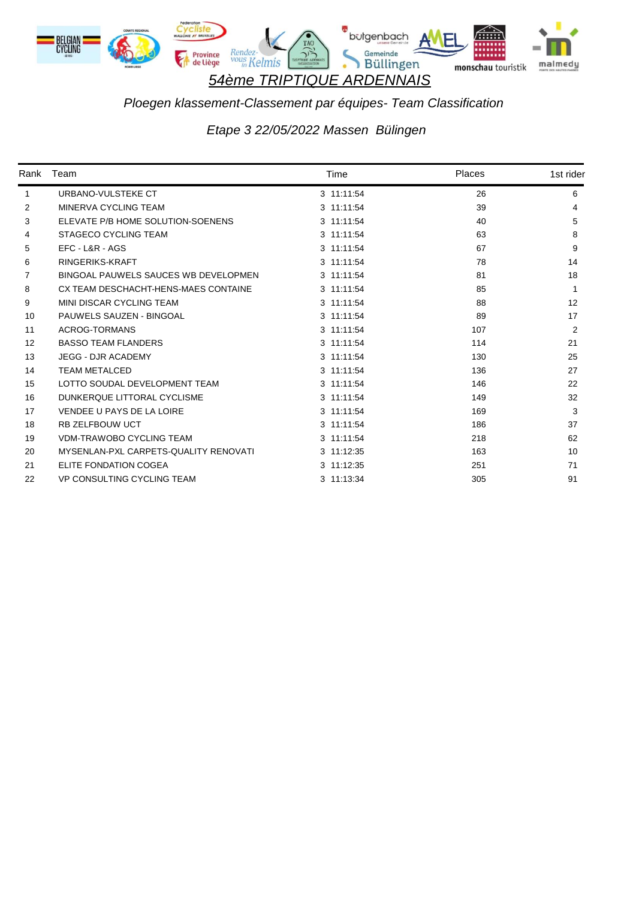# 54ème TRIPTIQUE ARDENNAIS

*Ploegen klassement-Classement par équipes- Team Classification*

*Etape 3 22/05/2022 Massen  Bülingen*

| Rank | Team | Time | Places | 1st rider |
|---|---|---|---|---|
| 1 | URBANO-VULSTEKE CT | 3 11:11:54 | 26 | 6 |
| 2 | MINERVA CYCLING TEAM | 3 11:11:54 | 39 | 4 |
| 3 | ELEVATE P/B HOME SOLUTION-SOENENS | 3 11:11:54 | 40 | 5 |
| 4 | STAGECO CYCLING TEAM | 3 11:11:54 | 63 | 8 |
| 5 | EFC - L&R - AGS | 3 11:11:54 | 67 | 9 |
| 6 | RINGERIKS-KRAFT | 3 11:11:54 | 78 | 14 |
| 7 | BINGOAL PAUWELS SAUCES WB DEVELOPMEN | 3 11:11:54 | 81 | 18 |
| 8 | CX TEAM DESCHACHT-HENS-MAES CONTAINE | 3 11:11:54 | 85 | 1 |
| 9 | MINI DISCAR CYCLING TEAM | 3 11:11:54 | 88 | 12 |
| 10 | PAUWELS SAUZEN - BINGOAL | 3 11:11:54 | 89 | 17 |
| 11 | ACROG-TORMANS | 3 11:11:54 | 107 | 2 |
| 12 | BASSO TEAM FLANDERS | 3 11:11:54 | 114 | 21 |
| 13 | JEGG - DJR ACADEMY | 3 11:11:54 | 130 | 25 |
| 14 | TEAM METALCED | 3 11:11:54 | 136 | 27 |
| 15 | LOTTO SOUDAL DEVELOPMENT TEAM | 3 11:11:54 | 146 | 22 |
| 16 | DUNKERQUE LITTORAL CYCLISME | 3 11:11:54 | 149 | 32 |
| 17 | VENDEE U PAYS DE LA LOIRE | 3 11:11:54 | 169 | 3 |
| 18 | RB ZELFBOUW UCT | 3 11:11:54 | 186 | 37 |
| 19 | VDM-TRAWOBO CYCLING TEAM | 3 11:11:54 | 218 | 62 |
| 20 | MYSENLAN-PXL CARPETS-QUALITY RENOVATI | 3 11:12:35 | 163 | 10 |
| 21 | ELITE FONDATION COGEA | 3 11:12:35 | 251 | 71 |
| 22 | VP CONSULTING CYCLING TEAM | 3 11:13:34 | 305 | 91 |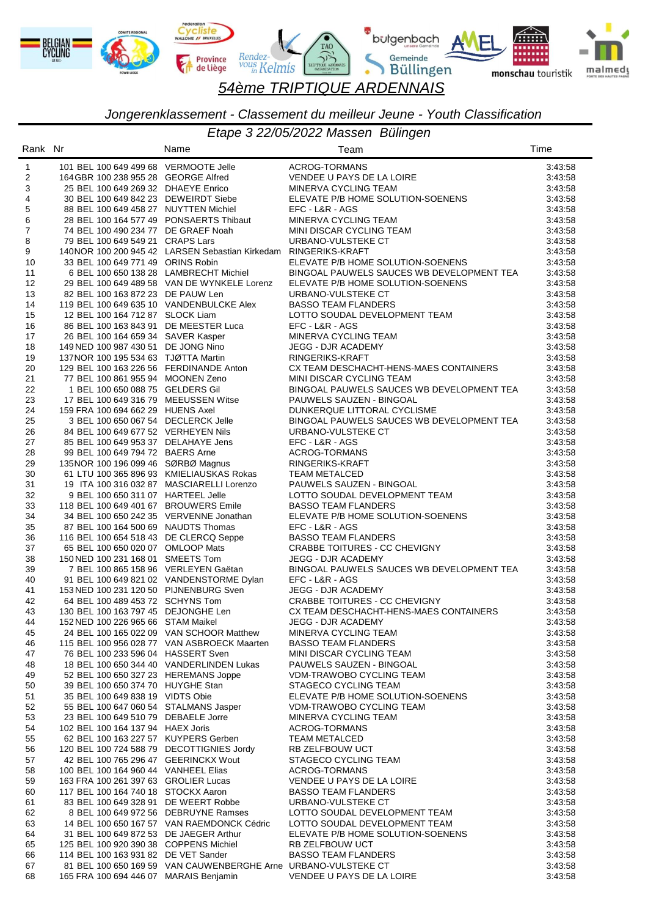# 54ème TRIPTIQUE ARDENNAIS

*Jongerenklassement - Classement du meilleur Jeune - Youth Classification*

*Etape 3 22/05/2022 Massen Bülingen*

| Rank | Nr | | Name | Team | Time |
|---|---|---|---|---|---|
| 1 | 101 | BEL 100 649 499 68 | VERMOOTE Jelle | ACROG-TORMANS | 3:43:58 |
| 2 | 164 | GBR 100 238 955 28 | GEORGE Alfred | VENDEE U PAYS DE LA LOIRE | 3:43:58 |
| 3 | 25 | BEL 100 649 269 32 | DHAEYE Enrico | MINERVA CYCLING TEAM | 3:43:58 |
| 4 | 30 | BEL 100 649 842 23 | DEWEIRDT Siebe | ELEVATE P/B HOME SOLUTION-SOENENS | 3:43:58 |
| 5 | 88 | BEL 100 649 458 27 | NUYTTEN Michiel | EFC - L&R - AGS | 3:43:58 |
| 6 | 28 | BEL 100 164 577 49 | PONSAERTS Thibaut | MINERVA CYCLING TEAM | 3:43:58 |
| 7 | 74 | BEL 100 490 234 77 | DE GRAEF Noah | MINI DISCAR CYCLING TEAM | 3:43:58 |
| 8 | 79 | BEL 100 649 549 21 | CRAPS Lars | URBANO-VULSTEKE CT | 3:43:58 |
| 9 | 140 | NOR 100 200 945 42 | LARSEN Sebastian Kirkedam | RINGERIKS-KRAFT | 3:43:58 |
| 10 | 33 | BEL 100 649 771 49 | ORINS Robin | ELEVATE P/B HOME SOLUTION-SOENENS | 3:43:58 |
| 11 | 6 | BEL 100 650 138 28 | LAMBRECHT Michiel | BINGOAL PAUWELS SAUCES WB DEVELOPMENT TEA | 3:43:58 |
| 12 | 29 | BEL 100 649 489 58 | VAN DE WYNKELE Lorenz | ELEVATE P/B HOME SOLUTION-SOENENS | 3:43:58 |
| 13 | 82 | BEL 100 163 872 23 | DE PAUW Len | URBANO-VULSTEKE CT | 3:43:58 |
| 14 | 119 | BEL 100 649 635 10 | VANDENBULCKE Alex | BASSO TEAM FLANDERS | 3:43:58 |
| 15 | 12 | BEL 100 164 712 87 | SLOCK Liam | LOTTO SOUDAL DEVELOPMENT TEAM | 3:43:58 |
| 16 | 86 | BEL 100 163 843 91 | DE MEESTER Luca | EFC - L&R - AGS | 3:43:58 |
| 17 | 26 | BEL 100 164 659 34 | SAVER Kasper | MINERVA CYCLING TEAM | 3:43:58 |
| 18 | 149 | NED 100 987 430 51 | DE JONG Nino | JEGG - DJR ACADEMY | 3:43:58 |
| 19 | 137 | NOR 100 195 534 63 | TJØTTA Martin | RINGERIKS-KRAFT | 3:43:58 |
| 20 | 129 | BEL 100 163 226 56 | FERDINANDE Anton | CX TEAM DESCHACHT-HENS-MAES CONTAINERS | 3:43:58 |
| 21 | 77 | BEL 100 861 955 94 | MOONEN Zeno | MINI DISCAR CYCLING TEAM | 3:43:58 |
| 22 | 1 | BEL 100 650 088 75 | GELDERS Gil | BINGOAL PAUWELS SAUCES WB DEVELOPMENT TEA | 3:43:58 |
| 23 | 17 | BEL 100 649 316 79 | MEEUSSEN Witse | PAUWELS SAUZEN - BINGOAL | 3:43:58 |
| 24 | 159 | FRA 100 694 662 29 | HUENS Axel | DUNKERQUE LITTORAL CYCLISME | 3:43:58 |
| 25 | 3 | BEL 100 650 067 54 | DECLERCK Jelle | BINGOAL PAUWELS SAUCES WB DEVELOPMENT TEA | 3:43:58 |
| 26 | 84 | BEL 100 649 677 52 | VERHEYEN Nils | URBANO-VULSTEKE CT | 3:43:58 |
| 27 | 85 | BEL 100 649 953 37 | DELAHAYE Jens | EFC - L&R - AGS | 3:43:58 |
| 28 | 99 | BEL 100 649 794 72 | BAERS Arne | ACROG-TORMANS | 3:43:58 |
| 29 | 135 | NOR 100 196 099 46 | SØRBØ Magnus | RINGERIKS-KRAFT | 3:43:58 |
| 30 | 61 | LTU 100 365 896 93 | KMIELIAUSKAS Rokas | TEAM METALCED | 3:43:58 |
| 31 | 19 | ITA 100 316 032 87 | MASCIARELLI Lorenzo | PAUWELS SAUZEN - BINGOAL | 3:43:58 |
| 32 | 9 | BEL 100 650 311 07 | HARTEEL Jelle | LOTTO SOUDAL DEVELOPMENT TEAM | 3:43:58 |
| 33 | 118 | BEL 100 649 401 67 | BROUWERS Emile | BASSO TEAM FLANDERS | 3:43:58 |
| 34 | 34 | BEL 100 650 242 35 | VERVENNE Jonathan | ELEVATE P/B HOME SOLUTION-SOENENS | 3:43:58 |
| 35 | 87 | BEL 100 164 500 69 | NAUDTS Thomas | EFC - L&R - AGS | 3:43:58 |
| 36 | 116 | BEL 100 654 518 43 | DE CLERCQ Seppe | BASSO TEAM FLANDERS | 3:43:58 |
| 37 | 65 | BEL 100 650 020 07 | OMLOOP Mats | CRABBE TOITURES - CC CHEVIGNY | 3:43:58 |
| 38 | 150 | NED 100 231 168 01 | SMEETS Tom | JEGG - DJR ACADEMY | 3:43:58 |
| 39 | 7 | BEL 100 865 158 96 | VERLEYEN Gaëtan | BINGOAL PAUWELS SAUCES WB DEVELOPMENT TEA | 3:43:58 |
| 40 | 91 | BEL 100 649 821 02 | VANDENSTORME Dylan | EFC - L&R - AGS | 3:43:58 |
| 41 | 153 | NED 100 231 120 50 | PIJNENBURG Sven | JEGG - DJR ACADEMY | 3:43:58 |
| 42 | 64 | BEL 100 489 453 72 | SCHYNS Tom | CRABBE TOITURES - CC CHEVIGNY | 3:43:58 |
| 43 | 130 | BEL 100 163 797 45 | DEJONGHE Len | CX TEAM DESCHACHT-HENS-MAES CONTAINERS | 3:43:58 |
| 44 | 152 | NED 100 226 965 28 | STAM Maikel | JEGG - DJR ACADEMY | 3:43:58 |
| 45 | 24 | BEL 100 165 022 09 | VAN SCHOOR Matthew | MINERVA CYCLING TEAM | 3:43:58 |
| 46 | 115 | BEL 100 956 028 77 | VAN ASBROECK Maarten | BASSO TEAM FLANDERS | 3:43:58 |
| 47 | 76 | BEL 100 233 596 04 | HASSERT Sven | MINI DISCAR CYCLING TEAM | 3:43:58 |
| 48 | 18 | BEL 100 650 344 40 | VANDERLINDEN Lukas | PAUWELS SAUZEN - BINGOAL | 3:43:58 |
| 49 | 52 | BEL 100 650 327 23 | HEREMANS Joppe | VDM-TRAWOBO CYCLING TEAM | 3:43:58 |
| 50 | 39 | BEL 100 650 374 70 | HUYGHE Stan | STAGECO CYCLING TEAM | 3:43:58 |
| 51 | 35 | BEL 100 649 838 19 | VIDTS Obie | ELEVATE P/B HOME SOLUTION-SOENENS | 3:43:58 |
| 52 | 55 | BEL 100 647 060 54 | STALMANS Jasper | VDM-TRAWOBO CYCLING TEAM | 3:43:58 |
| 53 | 23 | BEL 100 649 510 79 | DEBAELE Jorre | MINERVA CYCLING TEAM | 3:43:58 |
| 54 | 102 | BEL 100 164 137 94 | HAEX Joris | ACROG-TORMANS | 3:43:58 |
| 55 | 62 | BEL 100 163 227 57 | KUYPERS Gerben | TEAM METALCED | 3:43:58 |
| 56 | 120 | BEL 100 724 588 79 | DECOTTIGNIES Jordy | RB ZELFBOUW UCT | 3:43:58 |
| 57 | 42 | BEL 100 765 296 47 | GEERINCKX Wout | STAGECO CYCLING TEAM | 3:43:58 |
| 58 | 100 | BEL 100 164 960 44 | VANHEEL Elias | ACROG-TORMANS | 3:43:58 |
| 59 | 163 | FRA 100 261 397 63 | GROLIER Lucas | VENDEE U PAYS DE LA LOIRE | 3:43:58 |
| 60 | 117 | BEL 100 164 740 18 | STOCKX Aaron | BASSO TEAM FLANDERS | 3:43:58 |
| 61 | 83 | BEL 100 649 328 91 | DE WEERT Robbe | URBANO-VULSTEKE CT | 3:43:58 |
| 62 | 8 | BEL 100 649 972 56 | DEBRUYNE Ramses | LOTTO SOUDAL DEVELOPMENT TEAM | 3:43:58 |
| 63 | 14 | BEL 100 650 167 57 | VAN RAEMDONCK Cédric | LOTTO SOUDAL DEVELOPMENT TEAM | 3:43:58 |
| 64 | 31 | BEL 100 649 872 53 | DE JAEGER Arthur | ELEVATE P/B HOME SOLUTION-SOENENS | 3:43:58 |
| 65 | 125 | BEL 100 920 390 38 | COPPENS Michiel | RB ZELFBOUW UCT | 3:43:58 |
| 66 | 114 | BEL 100 163 931 82 | DE VET Sander | BASSO TEAM FLANDERS | 3:43:58 |
| 67 | 81 | BEL 100 650 169 59 | VAN CAUWENBERGHE Arne | URBANO-VULSTEKE CT | 3:43:58 |
| 68 | 165 | FRA 100 694 446 07 | MARAIS Benjamin | VENDEE U PAYS DE LA LOIRE | 3:43:58 |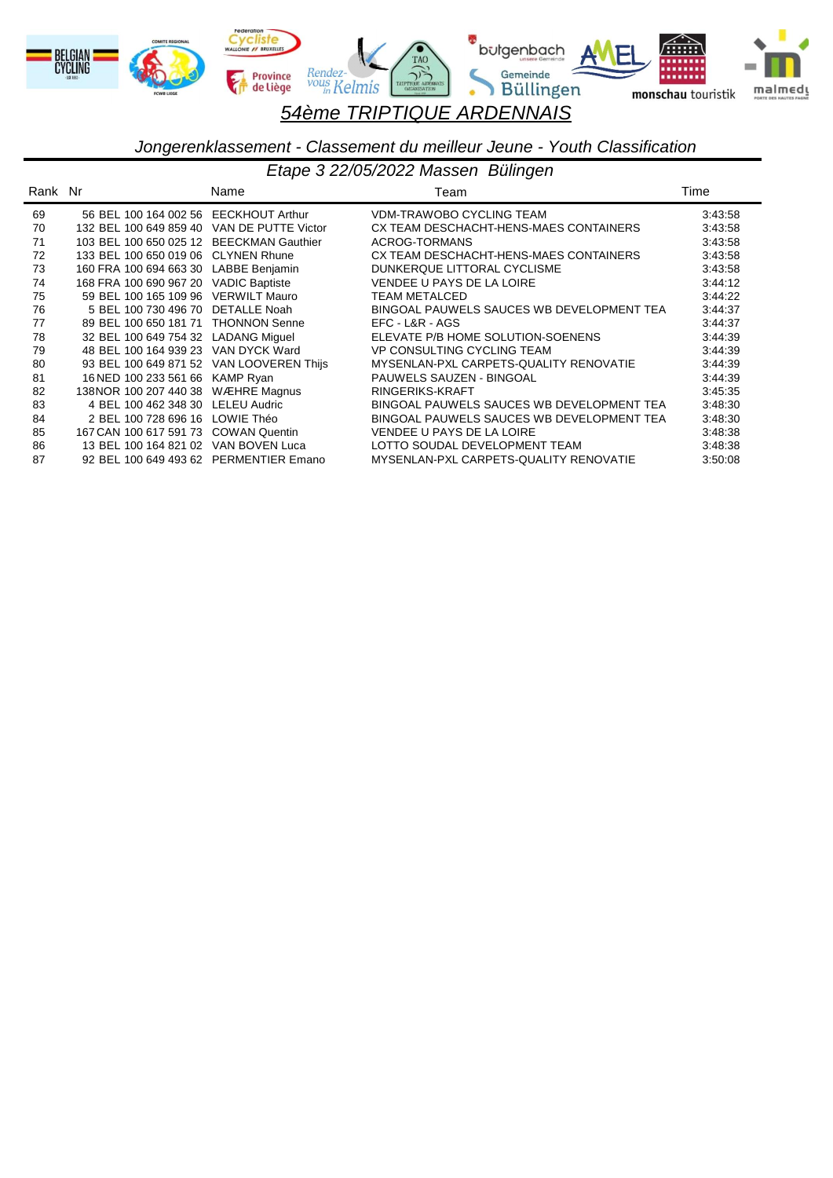# 54ème TRIPTIQUE ARDENNAIS

## Jongerenklassement - Classement du meilleur Jeune - Youth Classification

### Etape 3 22/05/2022 Massen Bülingen

| Rank | Nr | Name | Team | Time |
|---|---|---|---|---|
| 69 | 56 BEL 100 164 002 56 | EECKHOUT Arthur | VDM-TRAWOBO CYCLING TEAM | 3:43:58 |
| 70 | 132 BEL 100 649 859 40 | VAN DE PUTTE Victor | CX TEAM DESCHACHT-HENS-MAES CONTAINERS | 3:43:58 |
| 71 | 103 BEL 100 650 025 12 | BEECKMAN Gauthier | ACROG-TORMANS | 3:43:58 |
| 72 | 133 BEL 100 650 019 06 | CLYNEN Rhune | CX TEAM DESCHACHT-HENS-MAES CONTAINERS | 3:43:58 |
| 73 | 160 FRA 100 694 663 30 | LABBE Benjamin | DUNKERQUE LITTORAL CYCLISME | 3:43:58 |
| 74 | 168 FRA 100 690 967 20 | VADIC Baptiste | VENDEE U PAYS DE LA LOIRE | 3:44:12 |
| 75 | 59 BEL 100 165 109 96 | VERWILT Mauro | TEAM METALCED | 3:44:22 |
| 76 | 5 BEL 100 730 496 70 | DETALLE Noah | BINGOAL PAUWELS SAUCES WB DEVELOPMENT TEA | 3:44:37 |
| 77 | 89 BEL 100 650 181 71 | THONNON Senne | EFC - L&R - AGS | 3:44:37 |
| 78 | 32 BEL 100 649 754 32 | LADANG Miguel | ELEVATE P/B HOME SOLUTION-SOENENS | 3:44:39 |
| 79 | 48 BEL 100 164 939 23 | VAN DYCK Ward | VP CONSULTING CYCLING TEAM | 3:44:39 |
| 80 | 93 BEL 100 649 871 52 | VAN LOOVEREN Thijs | MYSENLAN-PXL CARPETS-QUALITY RENOVATIE | 3:44:39 |
| 81 | 16 NED 100 233 561 66 | KAMP Ryan | PAUWELS SAUZEN - BINGOAL | 3:44:39 |
| 82 | 138 NOR 100 207 440 38 | WÆHRE Magnus | RINGERIKS-KRAFT | 3:45:35 |
| 83 | 4 BEL 100 462 348 30 | LELEU Audric | BINGOAL PAUWELS SAUCES WB DEVELOPMENT TEA | 3:48:30 |
| 84 | 2 BEL 100 728 696 16 | LOWIE Théo | BINGOAL PAUWELS SAUCES WB DEVELOPMENT TEA | 3:48:30 |
| 85 | 167 CAN 100 617 591 73 | COWAN Quentin | VENDEE U PAYS DE LA LOIRE | 3:48:38 |
| 86 | 13 BEL 100 164 821 02 | VAN BOVEN Luca | LOTTO SOUDAL DEVELOPMENT TEAM | 3:48:38 |
| 87 | 92 BEL 100 649 493 62 | PERMENTIER Emano | MYSENLAN-PXL CARPETS-QUALITY RENOVATIE | 3:50:08 |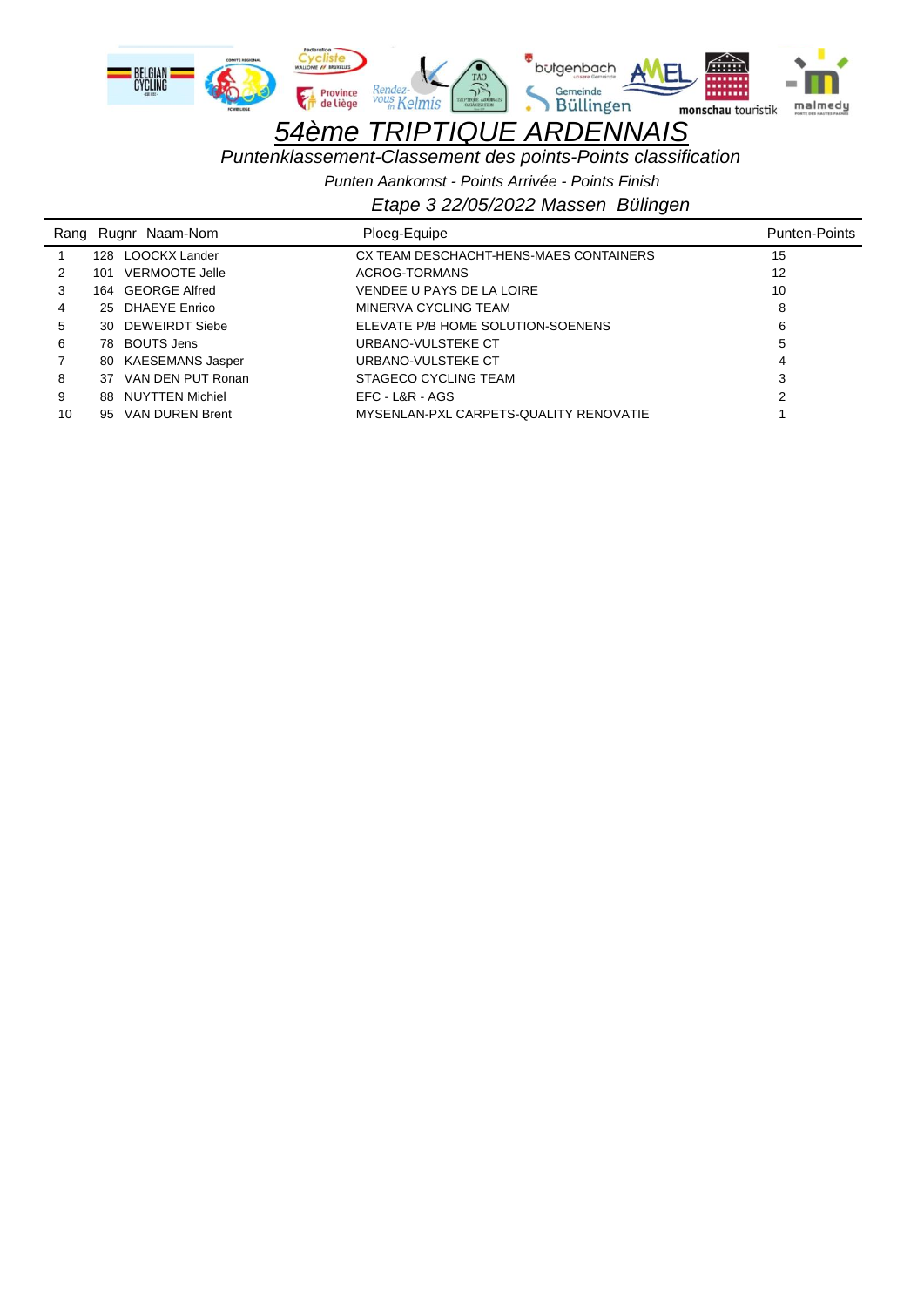# *54ème TRIPTIQUE ARDENNAIS*

*Puntenklassement-Classement des points-Points classification*

*Punten Aankomst - Points Arrivée - Points Finish*

*Etape 3 22/05/2022 Massen Bülingen*

| Rang | Rugnr | Naam-Nom | Ploeg-Equipe | Punten-Points |
|---|---|---|---|---|
| 1 | 128 | LOOCKX Lander | CX TEAM DESCHACHT-HENS-MAES CONTAINERS | 15 |
| 2 | 101 | VERMOOTE Jelle | ACROG-TORMANS | 12 |
| 3 | 164 | GEORGE Alfred | VENDEE U PAYS DE LA LOIRE | 10 |
| 4 | 25 | DHAEYE Enrico | MINERVA CYCLING TEAM | 8 |
| 5 | 30 | DEWEIRDT Siebe | ELEVATE P/B HOME SOLUTION-SOENENS | 6 |
| 6 | 78 | BOUTS Jens | URBANO-VULSTEKE CT | 5 |
| 7 | 80 | KAESEMANS Jasper | URBANO-VULSTEKE CT | 4 |
| 8 | 37 | VAN DEN PUT Ronan | STAGECO CYCLING TEAM | 3 |
| 9 | 88 | NUYTTEN Michiel | EFC - L&R - AGS | 2 |
| 10 | 95 | VAN DUREN Brent | MYSENLAN-PXL CARPETS-QUALITY RENOVATIE | 1 |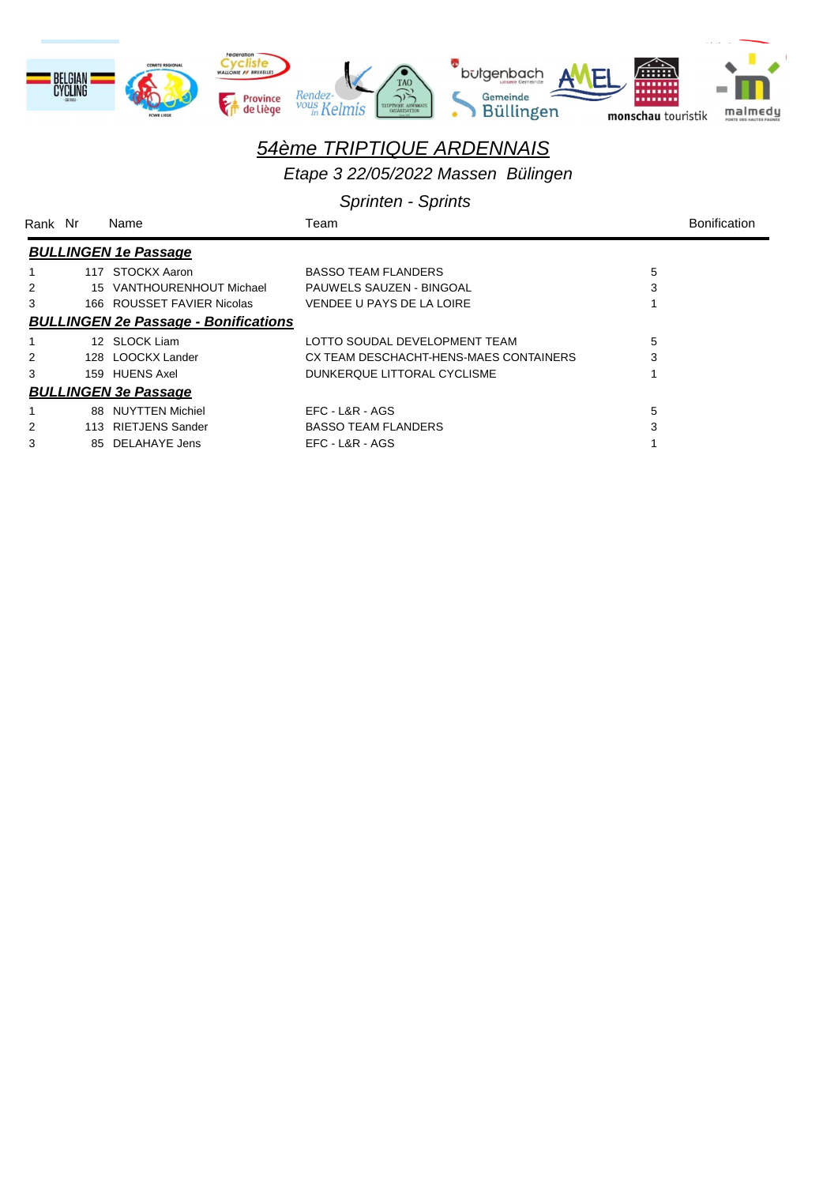# *54ème TRIPTIQUE ARDENNAIS*

*Etape 3 22/05/2022 Massen Bülingen*

*Sprinten - Sprints*

| Rank | Nr | Name | Team | Bonification |
|---|---|---|---|---|
| ***BULLINGEN 1e Passage*** | | | | |
| 1 | 117 | STOCKX Aaron | BASSO TEAM FLANDERS | 5 |
| 2 | 15 | VANTHOURENHOUT Michael | PAUWELS SAUZEN - BINGOAL | 3 |
| 3 | 166 | ROUSSET FAVIER Nicolas | VENDEE U PAYS DE LA LOIRE | 1 |
| ***BULLINGEN 2e Passage - Bonifications*** | | | | |
| 1 | 12 | SLOCK Liam | LOTTO SOUDAL DEVELOPMENT TEAM | 5 |
| 2 | 128 | LOOCKX Lander | CX TEAM DESCHACHT-HENS-MAES CONTAINERS | 3 |
| 3 | 159 | HUENS Axel | DUNKERQUE LITTORAL CYCLISME | 1 |
| ***BULLINGEN 3e Passage*** | | | | |
| 1 | 88 | NUYTTEN Michiel | EFC - L&R - AGS | 5 |
| 2 | 113 | RIETJENS Sander | BASSO TEAM FLANDERS | 3 |
| 3 | 85 | DELAHAYE Jens | EFC - L&R - AGS | 1 |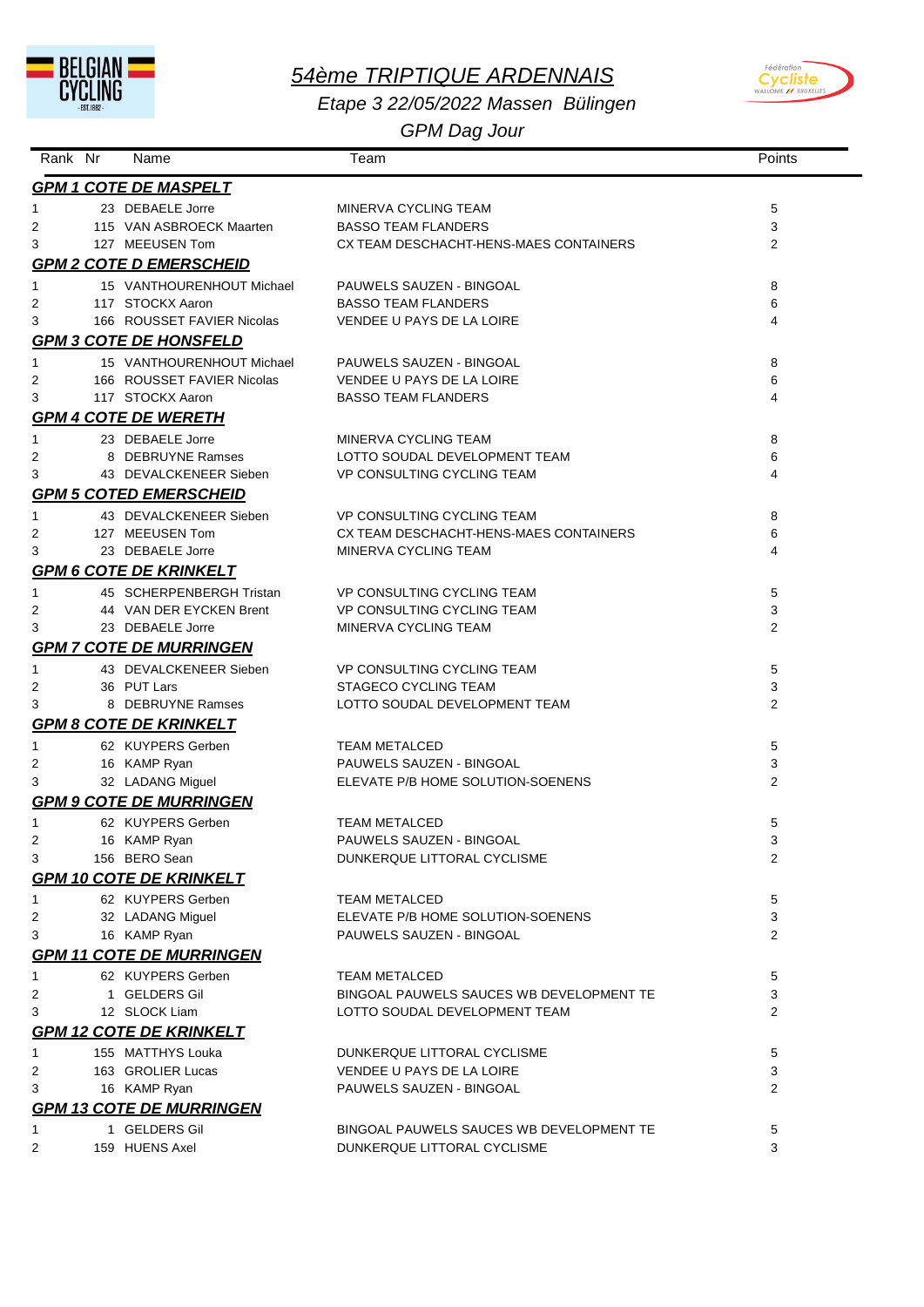# *54ème TRIPTIQUE ARDENNAIS*

*Etape 3 22/05/2022 Massen Bülingen*

*GPM Dag Jour*

| Rank | Nr | Name | Team | Points |
|---|---|---|---|---|
| ***GPM 1 COTE DE MASPELT*** | | | | |
| 1 | 23 | DEBAELE Jorre | MINERVA CYCLING TEAM | 5 |
| 2 | 115 | VAN ASBROECK Maarten | BASSO TEAM FLANDERS | 3 |
| 3 | 127 | MEEUSEN Tom | CX TEAM DESCHACHT-HENS-MAES CONTAINERS | 2 |
| ***GPM 2 COTE D EMERSCHEID*** | | | | |
| 1 | 15 | VANTHOURENHOUT Michael | PAUWELS SAUZEN - BINGOAL | 8 |
| 2 | 117 | STOCKX Aaron | BASSO TEAM FLANDERS | 6 |
| 3 | 166 | ROUSSET FAVIER Nicolas | VENDEE U PAYS DE LA LOIRE | 4 |
| ***GPM 3 COTE DE HONSFELD*** | | | | |
| 1 | 15 | VANTHOURENHOUT Michael | PAUWELS SAUZEN - BINGOAL | 8 |
| 2 | 166 | ROUSSET FAVIER Nicolas | VENDEE U PAYS DE LA LOIRE | 6 |
| 3 | 117 | STOCKX Aaron | BASSO TEAM FLANDERS | 4 |
| ***GPM 4 COTE DE WERETH*** | | | | |
| 1 | 23 | DEBAELE Jorre | MINERVA CYCLING TEAM | 8 |
| 2 | 8 | DEBRUYNE Ramses | LOTTO SOUDAL DEVELOPMENT TEAM | 6 |
| 3 | 43 | DEVALCKENEER Sieben | VP CONSULTING CYCLING TEAM | 4 |
| ***GPM 5 COTED EMERSCHEID*** | | | | |
| 1 | 43 | DEVALCKENEER Sieben | VP CONSULTING CYCLING TEAM | 8 |
| 2 | 127 | MEEUSEN Tom | CX TEAM DESCHACHT-HENS-MAES CONTAINERS | 6 |
| 3 | 23 | DEBAELE Jorre | MINERVA CYCLING TEAM | 4 |
| ***GPM 6 COTE DE KRINKELT*** | | | | |
| 1 | 45 | SCHERPENBERGH Tristan | VP CONSULTING CYCLING TEAM | 5 |
| 2 | 44 | VAN DER EYCKEN Brent | VP CONSULTING CYCLING TEAM | 3 |
| 3 | 23 | DEBAELE Jorre | MINERVA CYCLING TEAM | 2 |
| ***GPM 7 COTE DE MURRINGEN*** | | | | |
| 1 | 43 | DEVALCKENEER Sieben | VP CONSULTING CYCLING TEAM | 5 |
| 2 | 36 | PUT Lars | STAGECO CYCLING TEAM | 3 |
| 3 | 8 | DEBRUYNE Ramses | LOTTO SOUDAL DEVELOPMENT TEAM | 2 |
| ***GPM 8 COTE DE KRINKELT*** | | | | |
| 1 | 62 | KUYPERS Gerben | TEAM METALCED | 5 |
| 2 | 16 | KAMP Ryan | PAUWELS SAUZEN - BINGOAL | 3 |
| 3 | 32 | LADANG Miguel | ELEVATE P/B HOME SOLUTION-SOENENS | 2 |
| ***GPM 9 COTE DE MURRINGEN*** | | | | |
| 1 | 62 | KUYPERS Gerben | TEAM METALCED | 5 |
| 2 | 16 | KAMP Ryan | PAUWELS SAUZEN - BINGOAL | 3 |
| 3 | 156 | BERO Sean | DUNKERQUE LITTORAL CYCLISME | 2 |
| ***GPM 10 COTE DE KRINKELT*** | | | | |
| 1 | 62 | KUYPERS Gerben | TEAM METALCED | 5 |
| 2 | 32 | LADANG Miguel | ELEVATE P/B HOME SOLUTION-SOENENS | 3 |
| 3 | 16 | KAMP Ryan | PAUWELS SAUZEN - BINGOAL | 2 |
| ***GPM 11 COTE DE MURRINGEN*** | | | | |
| 1 | 62 | KUYPERS Gerben | TEAM METALCED | 5 |
| 2 | 1 | GELDERS Gil | BINGOAL PAUWELS SAUCES WB DEVELOPMENT TE | 3 |
| 3 | 12 | SLOCK Liam | LOTTO SOUDAL DEVELOPMENT TEAM | 2 |
| ***GPM 12 COTE DE KRINKELT*** | | | | |
| 1 | 155 | MATTHYS Louka | DUNKERQUE LITTORAL CYCLISME | 5 |
| 2 | 163 | GROLIER Lucas | VENDEE U PAYS DE LA LOIRE | 3 |
| 3 | 16 | KAMP Ryan | PAUWELS SAUZEN - BINGOAL | 2 |
| ***GPM 13 COTE DE MURRINGEN*** | | | | |
| 1 | 1 | GELDERS Gil | BINGOAL PAUWELS SAUCES WB DEVELOPMENT TE | 5 |
| 2 | 159 | HUENS Axel | DUNKERQUE LITTORAL CYCLISME | 3 |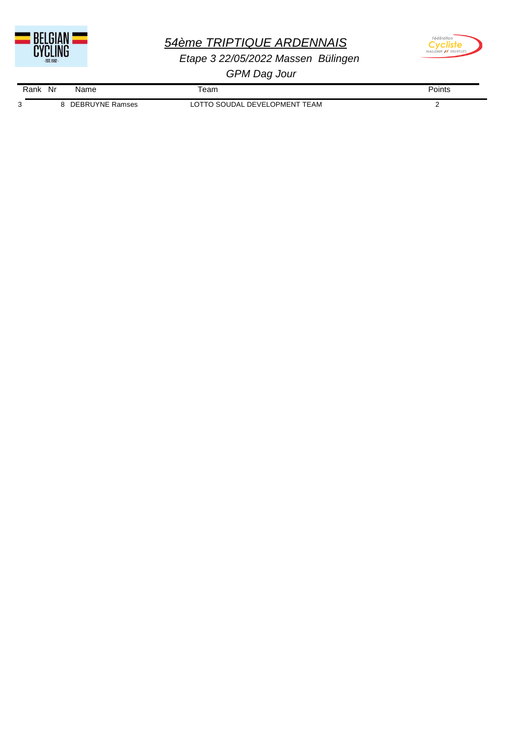# 54ème TRIPTIQUE ARDENNAIS

## *Etape 3 22/05/2022 Massen Bülingen*

### *GPM Dag Jour*

| Rank | Nr | Name | Team | Points |
|---|---|---|---|---|
| 3 | 8 | DEBRUYNE Ramses | LOTTO SOUDAL DEVELOPMENT TEAM | 2 |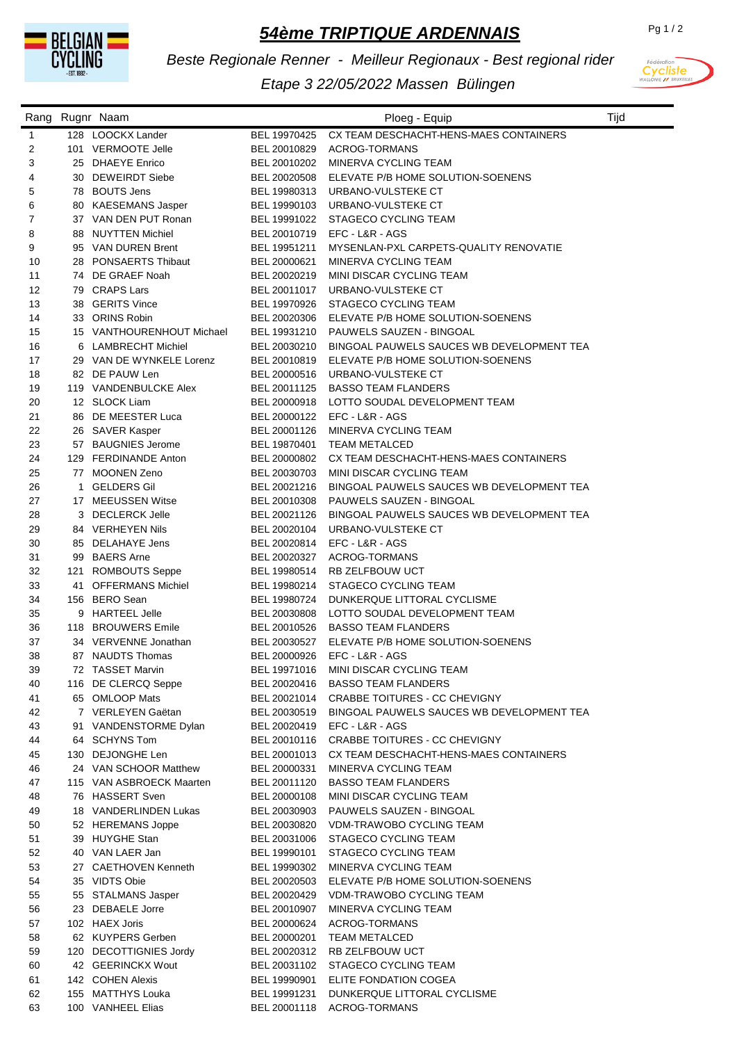# 54ème TRIPTIQUE ARDENNAIS

*Beste Regionale Renner - Meilleur Regionaux - Best regional rider*

*Etape 3 22/05/2022 Massen Bülingen*

| Rang | Rugnr | Naam | | Ploeg - Equip | Tijd |
|---|---|---|---|---|---|
| 1 | 128 | LOOCKX Lander | BEL 19970425 | CX TEAM DESCHACHT-HENS-MAES CONTAINERS | |
| 2 | 101 | VERMOOTE Jelle | BEL 20010829 | ACROG-TORMANS | |
| 3 | 25 | DHAEYE Enrico | BEL 20010202 | MINERVA CYCLING TEAM | |
| 4 | 30 | DEWEIRDT Siebe | BEL 20020508 | ELEVATE P/B HOME SOLUTION-SOENENS | |
| 5 | 78 | BOUTS Jens | BEL 19980313 | URBANO-VULSTEKE CT | |
| 6 | 80 | KAESEMANS Jasper | BEL 19990103 | URBANO-VULSTEKE CT | |
| 7 | 37 | VAN DEN PUT Ronan | BEL 19991022 | STAGECO CYCLING TEAM | |
| 8 | 88 | NUYTTEN Michiel | BEL 20010719 | EFC - L&R - AGS | |
| 9 | 95 | VAN DUREN Brent | BEL 19951211 | MYSENLAN-PXL CARPETS-QUALITY RENOVATIE | |
| 10 | 28 | PONSAERTS Thibaut | BEL 20000621 | MINERVA CYCLING TEAM | |
| 11 | 74 | DE GRAEF Noah | BEL 20020219 | MINI DISCAR CYCLING TEAM | |
| 12 | 79 | CRAPS Lars | BEL 20011017 | URBANO-VULSTEKE CT | |
| 13 | 38 | GERITS Vince | BEL 19970926 | STAGECO CYCLING TEAM | |
| 14 | 33 | ORINS Robin | BEL 20020306 | ELEVATE P/B HOME SOLUTION-SOENENS | |
| 15 | 15 | VANTHOURENHOUT Michael | BEL 19931210 | PAUWELS SAUZEN - BINGOAL | |
| 16 | 6 | LAMBRECHT Michiel | BEL 20030210 | BINGOAL PAUWELS SAUCES WB DEVELOPMENT TEA | |
| 17 | 29 | VAN DE WYNKELE Lorenz | BEL 20010819 | ELEVATE P/B HOME SOLUTION-SOENENS | |
| 18 | 82 | DE PAUW Len | BEL 20000516 | URBANO-VULSTEKE CT | |
| 19 | 119 | VANDENBULCKE Alex | BEL 20011125 | BASSO TEAM FLANDERS | |
| 20 | 12 | SLOCK Liam | BEL 20000918 | LOTTO SOUDAL DEVELOPMENT TEAM | |
| 21 | 86 | DE MEESTER Luca | BEL 20000122 | EFC - L&R - AGS | |
| 22 | 26 | SAVER Kasper | BEL 20001126 | MINERVA CYCLING TEAM | |
| 23 | 57 | BAUGNIES Jerome | BEL 19870401 | TEAM METALCED | |
| 24 | 129 | FERDINANDE Anton | BEL 20000802 | CX TEAM DESCHACHT-HENS-MAES CONTAINERS | |
| 25 | 77 | MOONEN Zeno | BEL 20030703 | MINI DISCAR CYCLING TEAM | |
| 26 | 1 | GELDERS Gil | BEL 20021216 | BINGOAL PAUWELS SAUCES WB DEVELOPMENT TEA | |
| 27 | 17 | MEEUSSEN Witse | BEL 20010308 | PAUWELS SAUZEN - BINGOAL | |
| 28 | 3 | DECLERCK Jelle | BEL 20021126 | BINGOAL PAUWELS SAUCES WB DEVELOPMENT TEA | |
| 29 | 84 | VERHEYEN Nils | BEL 20020104 | URBANO-VULSTEKE CT | |
| 30 | 85 | DELAHAYE Jens | BEL 20020814 | EFC - L&R - AGS | |
| 31 | 99 | BAERS Arne | BEL 20020327 | ACROG-TORMANS | |
| 32 | 121 | ROMBOUTS Seppe | BEL 19980514 | RB ZELFBOUW UCT | |
| 33 | 41 | OFFERMANS Michiel | BEL 19980214 | STAGECO CYCLING TEAM | |
| 34 | 156 | BERO Sean | BEL 19980724 | DUNKERQUE LITTORAL CYCLISME | |
| 35 | 9 | HARTEEL Jelle | BEL 20030808 | LOTTO SOUDAL DEVELOPMENT TEAM | |
| 36 | 118 | BROUWERS Emile | BEL 20010526 | BASSO TEAM FLANDERS | |
| 37 | 34 | VERVENNE Jonathan | BEL 20030527 | ELEVATE P/B HOME SOLUTION-SOENENS | |
| 38 | 87 | NAUDTS Thomas | BEL 20000926 | EFC - L&R - AGS | |
| 39 | 72 | TASSET Marvin | BEL 19971016 | MINI DISCAR CYCLING TEAM | |
| 40 | 116 | DE CLERCQ Seppe | BEL 20020416 | BASSO TEAM FLANDERS | |
| 41 | 65 | OMLOOP Mats | BEL 20021014 | CRABBE TOITURES - CC CHEVIGNY | |
| 42 | 7 | VERLEYEN Gaëtan | BEL 20030519 | BINGOAL PAUWELS SAUCES WB DEVELOPMENT TEA | |
| 43 | 91 | VANDENSTORME Dylan | BEL 20020419 | EFC - L&R - AGS | |
| 44 | 64 | SCHYNS Tom | BEL 20010116 | CRABBE TOITURES - CC CHEVIGNY | |
| 45 | 130 | DEJONGHE Len | BEL 20001013 | CX TEAM DESCHACHT-HENS-MAES CONTAINERS | |
| 46 | 24 | VAN SCHOOR Matthew | BEL 20000331 | MINERVA CYCLING TEAM | |
| 47 | 115 | VAN ASBROECK Maarten | BEL 20011120 | BASSO TEAM FLANDERS | |
| 48 | 76 | HASSERT Sven | BEL 20000108 | MINI DISCAR CYCLING TEAM | |
| 49 | 18 | VANDERLINDEN Lukas | BEL 20030903 | PAUWELS SAUZEN - BINGOAL | |
| 50 | 52 | HEREMANS Joppe | BEL 20030820 | VDM-TRAWOBO CYCLING TEAM | |
| 51 | 39 | HUYGHE Stan | BEL 20031006 | STAGECO CYCLING TEAM | |
| 52 | 40 | VAN LAER Jan | BEL 19990101 | STAGECO CYCLING TEAM | |
| 53 | 27 | CAETHOVEN Kenneth | BEL 19990302 | MINERVA CYCLING TEAM | |
| 54 | 35 | VIDTS Obie | BEL 20020503 | ELEVATE P/B HOME SOLUTION-SOENENS | |
| 55 | 55 | STALMANS Jasper | BEL 20020429 | VDM-TRAWOBO CYCLING TEAM | |
| 56 | 23 | DEBAELE Jorre | BEL 20010907 | MINERVA CYCLING TEAM | |
| 57 | 102 | HAEX Joris | BEL 20000624 | ACROG-TORMANS | |
| 58 | 62 | KUYPERS Gerben | BEL 20000201 | TEAM METALCED | |
| 59 | 120 | DECOTTIGNIES Jordy | BEL 20020312 | RB ZELFBOUW UCT | |
| 60 | 42 | GEERINCKX Wout | BEL 20031102 | STAGECO CYCLING TEAM | |
| 61 | 142 | COHEN Alexis | BEL 19990901 | ELITE FONDATION COGEA | |
| 62 | 155 | MATTHYS Louka | BEL 19991231 | DUNKERQUE LITTORAL CYCLISME | |
| 63 | 100 | VANHEEL Elias | BEL 20001118 | ACROG-TORMANS | |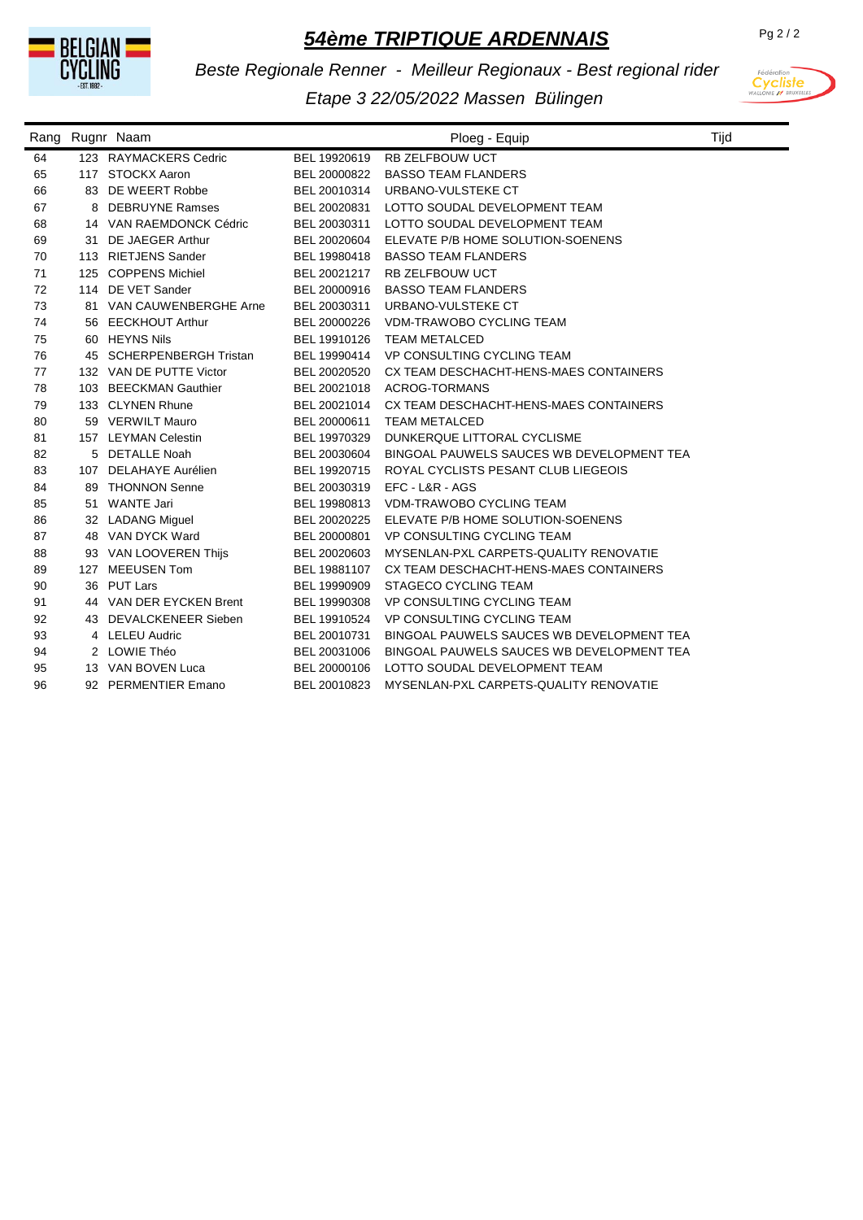# 54ème TRIPTIQUE ARDENNAIS

*Beste Regionale Renner - Meilleur Regionaux - Best regional rider*

*Etape 3 22/05/2022 Massen Bülingen*

| Rang | Rugnr | Naam | | Ploeg - Equip | Tijd |
|---|---|---|---|---|---|
| 64 | 123 | RAYMACKERS Cedric | BEL 19920619 | RB ZELFBOUW UCT | |
| 65 | 117 | STOCKX Aaron | BEL 20000822 | BASSO TEAM FLANDERS | |
| 66 | 83 | DE WEERT Robbe | BEL 20010314 | URBANO-VULSTEKE CT | |
| 67 | 8 | DEBRUYNE Ramses | BEL 20020831 | LOTTO SOUDAL DEVELOPMENT TEAM | |
| 68 | 14 | VAN RAEMDONCK Cédric | BEL 20030311 | LOTTO SOUDAL DEVELOPMENT TEAM | |
| 69 | 31 | DE JAEGER Arthur | BEL 20020604 | ELEVATE P/B HOME SOLUTION-SOENENS | |
| 70 | 113 | RIETJENS Sander | BEL 19980418 | BASSO TEAM FLANDERS | |
| 71 | 125 | COPPENS Michiel | BEL 20021217 | RB ZELFBOUW UCT | |
| 72 | 114 | DE VET Sander | BEL 20000916 | BASSO TEAM FLANDERS | |
| 73 | 81 | VAN CAUWENBERGHE Arne | BEL 20030311 | URBANO-VULSTEKE CT | |
| 74 | 56 | EECKHOUT Arthur | BEL 20000226 | VDM-TRAWOBO CYCLING TEAM | |
| 75 | 60 | HEYNS Nils | BEL 19910126 | TEAM METALCED | |
| 76 | 45 | SCHERPENBERGH Tristan | BEL 19990414 | VP CONSULTING CYCLING TEAM | |
| 77 | 132 | VAN DE PUTTE Victor | BEL 20020520 | CX TEAM DESCHACHT-HENS-MAES CONTAINERS | |
| 78 | 103 | BEECKMAN Gauthier | BEL 20021018 | ACROG-TORMANS | |
| 79 | 133 | CLYNEN Rhune | BEL 20021014 | CX TEAM DESCHACHT-HENS-MAES CONTAINERS | |
| 80 | 59 | VERWILT Mauro | BEL 20000611 | TEAM METALCED | |
| 81 | 157 | LEYMAN Celestin | BEL 19970329 | DUNKERQUE LITTORAL CYCLISME | |
| 82 | 5 | DETALLE Noah | BEL 20030604 | BINGOAL PAUWELS SAUCES WB DEVELOPMENT TEA | |
| 83 | 107 | DELAHAYE Aurélien | BEL 19920715 | ROYAL CYCLISTS PESANT CLUB LIEGEOIS | |
| 84 | 89 | THONNON Senne | BEL 20030319 | EFC - L&R - AGS | |
| 85 | 51 | WANTE Jari | BEL 19980813 | VDM-TRAWOBO CYCLING TEAM | |
| 86 | 32 | LADANG Miguel | BEL 20020225 | ELEVATE P/B HOME SOLUTION-SOENENS | |
| 87 | 48 | VAN DYCK Ward | BEL 20000801 | VP CONSULTING CYCLING TEAM | |
| 88 | 93 | VAN LOOVEREN Thijs | BEL 20020603 | MYSENLAN-PXL CARPETS-QUALITY RENOVATIE | |
| 89 | 127 | MEEUSEN Tom | BEL 19881107 | CX TEAM DESCHACHT-HENS-MAES CONTAINERS | |
| 90 | 36 | PUT Lars | BEL 19990909 | STAGECO CYCLING TEAM | |
| 91 | 44 | VAN DER EYCKEN Brent | BEL 19990308 | VP CONSULTING CYCLING TEAM | |
| 92 | 43 | DEVALCKENEER Sieben | BEL 19910524 | VP CONSULTING CYCLING TEAM | |
| 93 | 4 | LELEU Audric | BEL 20010731 | BINGOAL PAUWELS SAUCES WB DEVELOPMENT TEA | |
| 94 | 2 | LOWIE Théo | BEL 20031006 | BINGOAL PAUWELS SAUCES WB DEVELOPMENT TEA | |
| 95 | 13 | VAN BOVEN Luca | BEL 20000106 | LOTTO SOUDAL DEVELOPMENT TEAM | |
| 96 | 92 | PERMENTIER Emano | BEL 20010823 | MYSENLAN-PXL CARPETS-QUALITY RENOVATIE | |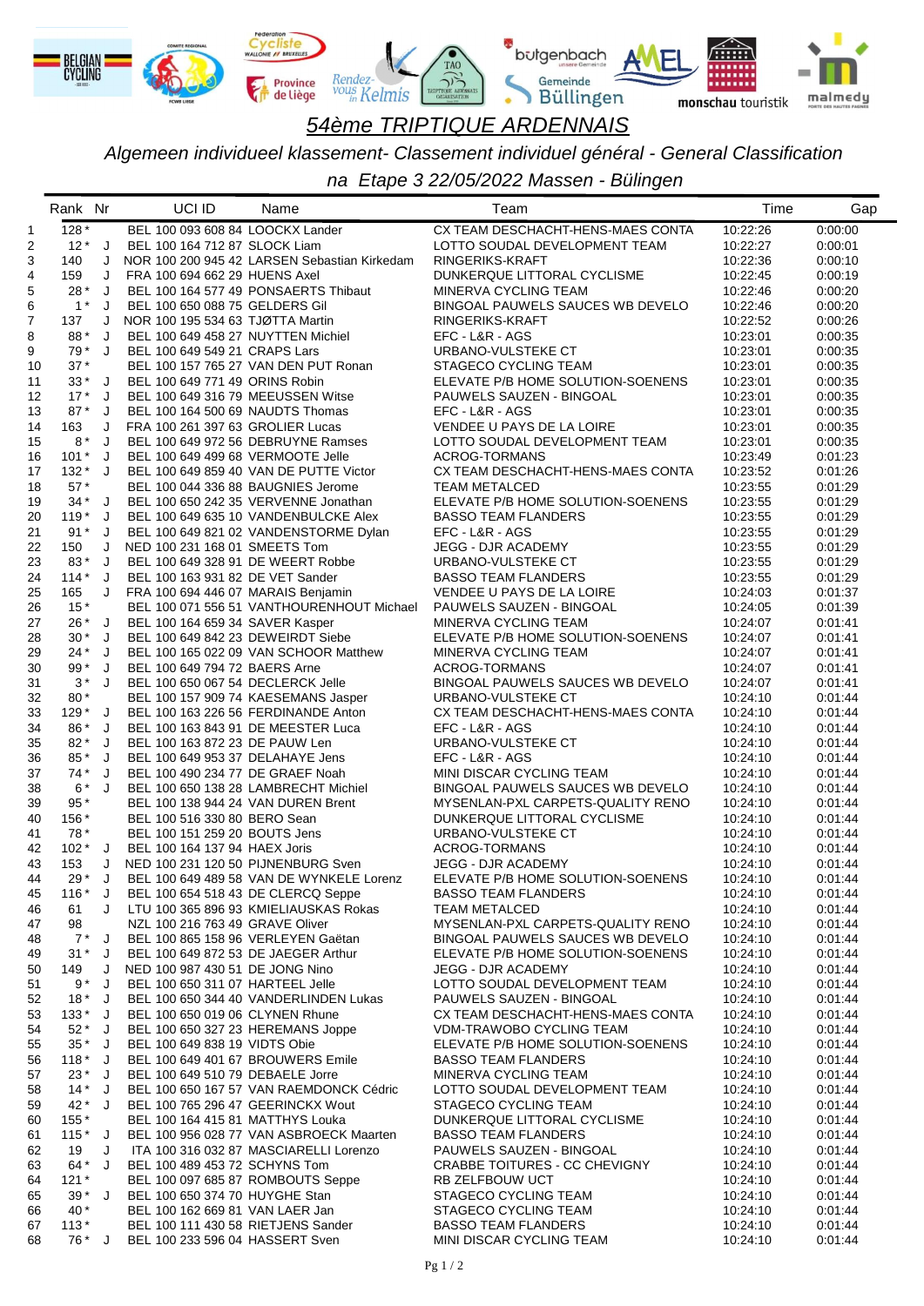# 54ème TRIPTIQUE ARDENNAIS

*Algemeen individueel klassement- Classement individuel général - General Classification*

*na Etape 3 22/05/2022 Massen - Bülingen*

| | Rank | Nr | | UCI ID | Name | Team | Time | Gap |
|---|---|---|---|---|---|---|---|---|
| 1 | 128 * | | | BEL 100 093 608 84 | LOOCKX Lander | CX TEAM DESCHACHT-HENS-MAES CONTA | 10:22:26 | 0:00:00 |
| 2 | 12 * | J | | BEL 100 164 712 87 | SLOCK Liam | LOTTO SOUDAL DEVELOPMENT TEAM | 10:22:27 | 0:00:01 |
| 3 | 140 | J | | NOR 100 200 945 42 | LARSEN Sebastian Kirkedam | RINGERIKS-KRAFT | 10:22:36 | 0:00:10 |
| 4 | 159 | J | | FRA 100 694 662 29 | HUENS Axel | DUNKERQUE LITTORAL CYCLISME | 10:22:45 | 0:00:19 |
| 5 | 28 * | J | | BEL 100 164 577 49 | PONSAERTS Thibaut | MINERVA CYCLING TEAM | 10:22:46 | 0:00:20 |
| 6 | 1 * | J | | BEL 100 650 088 75 | GELDERS Gil | BINGOAL PAUWELS SAUCES WB DEVELO | 10:22:46 | 0:00:20 |
| 7 | 137 | J | | NOR 100 195 534 63 | TJØTTA Martin | RINGERIKS-KRAFT | 10:22:52 | 0:00:26 |
| 8 | 88 * | J | | BEL 100 649 458 27 | NUYTTEN Michiel | EFC - L&R - AGS | 10:23:01 | 0:00:35 |
| 9 | 79 * | J | | BEL 100 649 549 21 | CRAPS Lars | URBANO-VULSTEKE CT | 10:23:01 | 0:00:35 |
| 10 | 37 * | | | BEL 100 157 765 27 | VAN DEN PUT Ronan | STAGECO CYCLING TEAM | 10:23:01 | 0:00:35 |
| 11 | 33 * | J | | BEL 100 649 771 49 | ORINS Robin | ELEVATE P/B HOME SOLUTION-SOENENS | 10:23:01 | 0:00:35 |
| 12 | 17 * | J | | BEL 100 649 316 79 | MEEUSSEN Witse | PAUWELS SAUZEN - BINGOAL | 10:23:01 | 0:00:35 |
| 13 | 87 * | J | | BEL 100 164 500 69 | NAUDTS Thomas | EFC - L&R - AGS | 10:23:01 | 0:00:35 |
| 14 | 163 | J | | FRA 100 261 397 63 | GROLIER Lucas | VENDEE U PAYS DE LA LOIRE | 10:23:01 | 0:00:35 |
| 15 | 8 * | J | | BEL 100 649 972 56 | DEBRUYNE Ramses | LOTTO SOUDAL DEVELOPMENT TEAM | 10:23:01 | 0:00:35 |
| 16 | 101 * | J | | BEL 100 649 499 68 | VERMOOTE Jelle | ACROG-TORMANS | 10:23:49 | 0:01:23 |
| 17 | 132 * | J | | BEL 100 649 859 40 | VAN DE PUTTE Victor | CX TEAM DESCHACHT-HENS-MAES CONTA | 10:23:52 | 0:01:26 |
| 18 | 57 * | | | BEL 100 044 336 88 | BAUGNIES Jerome | TEAM METALCED | 10:23:55 | 0:01:29 |
| 19 | 34 * | J | | BEL 100 650 242 35 | VERVENNE Jonathan | ELEVATE P/B HOME SOLUTION-SOENENS | 10:23:55 | 0:01:29 |
| 20 | 119 * | J | | BEL 100 649 635 10 | VANDENBULCKE Alex | BASSO TEAM FLANDERS | 10:23:55 | 0:01:29 |
| 21 | 91 * | J | | BEL 100 649 821 02 | VANDENSTORME Dylan | EFC - L&R - AGS | 10:23:55 | 0:01:29 |
| 22 | 150 | J | | NED 100 231 168 01 | SMEETS Tom | JEGG - DJR ACADEMY | 10:23:55 | 0:01:29 |
| 23 | 83 * | J | | BEL 100 649 328 91 | DE WEERT Robbe | URBANO-VULSTEKE CT | 10:23:55 | 0:01:29 |
| 24 | 114 * | J | | BEL 100 163 931 82 | DE VET Sander | BASSO TEAM FLANDERS | 10:23:55 | 0:01:29 |
| 25 | 165 | J | | FRA 100 694 446 07 | MARAIS Benjamin | VENDEE U PAYS DE LA LOIRE | 10:24:03 | 0:01:37 |
| 26 | 15 * | | | BEL 100 071 556 51 | VANTHOURENHOUT Michael | PAUWELS SAUZEN - BINGOAL | 10:24:05 | 0:01:39 |
| 27 | 26 * | J | | BEL 100 164 659 34 | SAVER Kasper | MINERVA CYCLING TEAM | 10:24:07 | 0:01:41 |
| 28 | 30 * | J | | BEL 100 649 842 23 | DEWEIRDT Siebe | ELEVATE P/B HOME SOLUTION-SOENENS | 10:24:07 | 0:01:41 |
| 29 | 24 * | J | | BEL 100 165 022 09 | VAN SCHOOR Matthew | MINERVA CYCLING TEAM | 10:24:07 | 0:01:41 |
| 30 | 99 * | J | | BEL 100 649 794 72 | BAERS Arne | ACROG-TORMANS | 10:24:07 | 0:01:41 |
| 31 | 3 * | J | | BEL 100 650 067 54 | DECLERCK Jelle | BINGOAL PAUWELS SAUCES WB DEVELO | 10:24:07 | 0:01:41 |
| 32 | 80 * | | | BEL 100 157 909 74 | KAESEMANS Jasper | URBANO-VULSTEKE CT | 10:24:10 | 0:01:44 |
| 33 | 129 * | J | | BEL 100 163 226 56 | FERDINANDE Anton | CX TEAM DESCHACHT-HENS-MAES CONTA | 10:24:10 | 0:01:44 |
| 34 | 86 * | J | | BEL 100 163 843 91 | DE MEESTER Luca | EFC - L&R - AGS | 10:24:10 | 0:01:44 |
| 35 | 82 * | J | | BEL 100 163 872 23 | DE PAUW Len | URBANO-VULSTEKE CT | 10:24:10 | 0:01:44 |
| 36 | 85 * | J | | BEL 100 649 953 37 | DELAHAYE Jens | EFC - L&R - AGS | 10:24:10 | 0:01:44 |
| 37 | 74 * | J | | BEL 100 490 234 77 | DE GRAEF Noah | MINI DISCAR CYCLING TEAM | 10:24:10 | 0:01:44 |
| 38 | 6 * | J | | BEL 100 650 138 28 | LAMBRECHT Michiel | BINGOAL PAUWELS SAUCES WB DEVELO | 10:24:10 | 0:01:44 |
| 39 | 95 * | | | BEL 100 138 944 24 | VAN DUREN Brent | MYSENLAN-PXL CARPETS-QUALITY RENO | 10:24:10 | 0:01:44 |
| 40 | 156 * | | | BEL 100 516 330 80 | BERO Sean | DUNKERQUE LITTORAL CYCLISME | 10:24:10 | 0:01:44 |
| 41 | 78 * | | | BEL 100 151 259 20 | BOUTS Jens | URBANO-VULSTEKE CT | 10:24:10 | 0:01:44 |
| 42 | 102 * | J | | BEL 100 164 137 94 | HAEX Joris | ACROG-TORMANS | 10:24:10 | 0:01:44 |
| 43 | 153 | J | | NED 100 231 120 50 | PIJNENBURG Sven | JEGG - DJR ACADEMY | 10:24:10 | 0:01:44 |
| 44 | 29 * | J | | BEL 100 649 489 58 | VAN DE WYNKELE Lorenz | ELEVATE P/B HOME SOLUTION-SOENENS | 10:24:10 | 0:01:44 |
| 45 | 116 * | J | | BEL 100 654 518 43 | DE CLERCQ Seppe | BASSO TEAM FLANDERS | 10:24:10 | 0:01:44 |
| 46 | 61 | J | | LTU 100 365 896 93 | KMIELIAUSKAS Rokas | TEAM METALCED | 10:24:10 | 0:01:44 |
| 47 | 98 | | | NZL 100 216 763 49 | GRAVE Oliver | MYSENLAN-PXL CARPETS-QUALITY RENO | 10:24:10 | 0:01:44 |
| 48 | 7 * | J | | BEL 100 865 158 96 | VERLEYEN Gaëtan | BINGOAL PAUWELS SAUCES WB DEVELO | 10:24:10 | 0:01:44 |
| 49 | 31 * | J | | BEL 100 649 872 53 | DE JAEGER Arthur | ELEVATE P/B HOME SOLUTION-SOENENS | 10:24:10 | 0:01:44 |
| 50 | 149 | J | | NED 100 987 430 51 | DE JONG Nino | JEGG - DJR ACADEMY | 10:24:10 | 0:01:44 |
| 51 | 9 * | J | | BEL 100 650 311 07 | HARTEEL Jelle | LOTTO SOUDAL DEVELOPMENT TEAM | 10:24:10 | 0:01:44 |
| 52 | 18 * | J | | BEL 100 650 344 40 | VANDERLINDEN Lukas | PAUWELS SAUZEN - BINGOAL | 10:24:10 | 0:01:44 |
| 53 | 133 * | J | | BEL 100 650 019 06 | CLYNEN Rhune | CX TEAM DESCHACHT-HENS-MAES CONTA | 10:24:10 | 0:01:44 |
| 54 | 52 * | J | | BEL 100 650 327 23 | HEREMANS Joppe | VDM-TRAWOBO CYCLING TEAM | 10:24:10 | 0:01:44 |
| 55 | 35 * | J | | BEL 100 649 838 19 | VIDTS Obie | ELEVATE P/B HOME SOLUTION-SOENENS | 10:24:10 | 0:01:44 |
| 56 | 118 * | J | | BEL 100 649 401 67 | BROUWERS Emile | BASSO TEAM FLANDERS | 10:24:10 | 0:01:44 |
| 57 | 23 * | J | | BEL 100 649 510 79 | DEBAELE Jorre | MINERVA CYCLING TEAM | 10:24:10 | 0:01:44 |
| 58 | 14 * | J | | BEL 100 650 167 57 | VAN RAEMDONCK Cédric | LOTTO SOUDAL DEVELOPMENT TEAM | 10:24:10 | 0:01:44 |
| 59 | 42 * | J | | BEL 100 765 296 47 | GEERINCKX Wout | STAGECO CYCLING TEAM | 10:24:10 | 0:01:44 |
| 60 | 155 * | | | BEL 100 164 415 81 | MATTHYS Louka | DUNKERQUE LITTORAL CYCLISME | 10:24:10 | 0:01:44 |
| 61 | 115 * | J | | BEL 100 956 028 77 | VAN ASBROECK Maarten | BASSO TEAM FLANDERS | 10:24:10 | 0:01:44 |
| 62 | 19 | J | | ITA 100 316 032 87 | MASCIARELLI Lorenzo | PAUWELS SAUZEN - BINGOAL | 10:24:10 | 0:01:44 |
| 63 | 64 * | J | | BEL 100 489 453 72 | SCHYNS Tom | CRABBE TOITURES - CC CHEVIGNY | 10:24:10 | 0:01:44 |
| 64 | 121 * | | | BEL 100 097 685 87 | ROMBOUTS Seppe | RB ZELFBOUW UCT | 10:24:10 | 0:01:44 |
| 65 | 39 * | J | | BEL 100 650 374 70 | HUYGHE Stan | STAGECO CYCLING TEAM | 10:24:10 | 0:01:44 |
| 66 | 40 * | | | BEL 100 162 669 81 | VAN LAER Jan | STAGECO CYCLING TEAM | 10:24:10 | 0:01:44 |
| 67 | 113 * | | | BEL 100 111 430 58 | RIETJENS Sander | BASSO TEAM FLANDERS | 10:24:10 | 0:01:44 |
| 68 | 76 * | J | | BEL 100 233 596 04 | HASSERT Sven | MINI DISCAR CYCLING TEAM | 10:24:10 | 0:01:44 |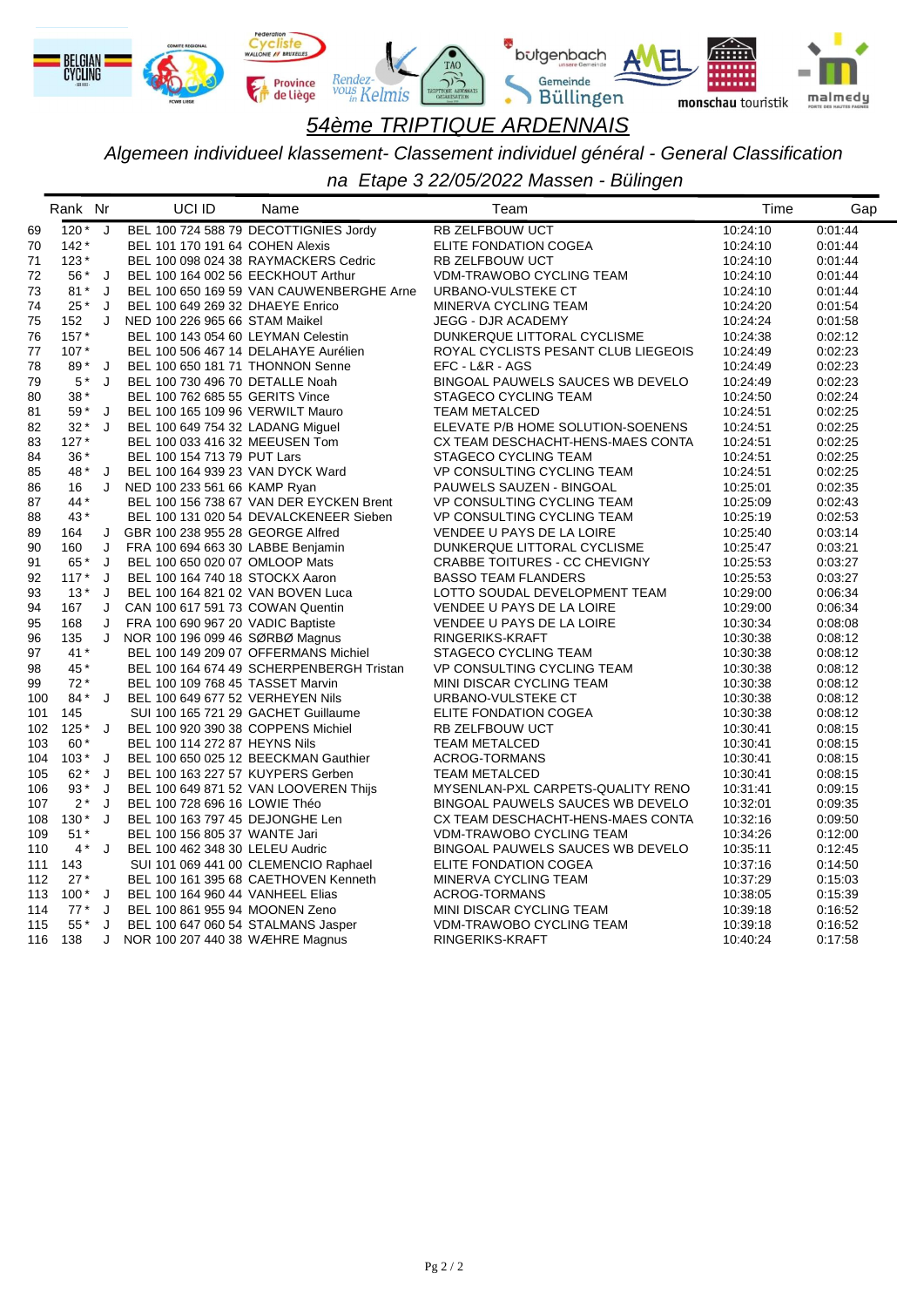# 54ème TRIPTIQUE ARDENNAIS

*Algemeen individueel klassement- Classement individuel général - General Classification*

*na Etape 3 22/05/2022 Massen - Bülingen*

| | Rank | Nr | | UCI ID | Name | Team | Time | Gap |
|---|---|---|---|---|---|---|---|---|
| 69 | 120 * | J | BEL | 100 724 588 79 | DECOTTIGNIES Jordy | RB ZELFBOUW UCT | 10:24:10 | 0:01:44 |
| 70 | 142 * | | BEL | 101 170 191 64 | COHEN Alexis | ELITE FONDATION COGEA | 10:24:10 | 0:01:44 |
| 71 | 123 * | | BEL | 100 098 024 38 | RAYMACKERS Cedric | RB ZELFBOUW UCT | 10:24:10 | 0:01:44 |
| 72 | 56 * | J | BEL | 100 164 002 56 | EECKHOUT Arthur | VDM-TRAWOBO CYCLING TEAM | 10:24:10 | 0:01:44 |
| 73 | 81 * | J | BEL | 100 650 169 59 | VAN CAUWENBERGHE Arne | URBANO-VULSTEKE CT | 10:24:10 | 0:01:44 |
| 74 | 25 * | J | BEL | 100 649 269 32 | DHAEYE Enrico | MINERVA CYCLING TEAM | 10:24:20 | 0:01:54 |
| 75 | 152 | J | NED | 100 226 965 66 | STAM Maikel | JEGG - DJR ACADEMY | 10:24:24 | 0:01:58 |
| 76 | 157 * | | BEL | 100 143 054 60 | LEYMAN Celestin | DUNKERQUE LITTORAL CYCLISME | 10:24:38 | 0:02:12 |
| 77 | 107 * | | BEL | 100 506 467 14 | DELAHAYE Aurélien | ROYAL CYCLISTS PESANT CLUB LIEGEOIS | 10:24:49 | 0:02:23 |
| 78 | 89 * | J | BEL | 100 650 181 71 | THONNON Senne | EFC - L&R - AGS | 10:24:49 | 0:02:23 |
| 79 | 5 * | J | BEL | 100 730 496 70 | DETALLE Noah | BINGOAL PAUWELS SAUCES WB DEVELO | 10:24:49 | 0:02:23 |
| 80 | 38 * | | BEL | 100 762 685 55 | GERITS Vince | STAGECO CYCLING TEAM | 10:24:50 | 0:02:24 |
| 81 | 59 * | J | BEL | 100 165 109 96 | VERWILT Mauro | TEAM METALCED | 10:24:51 | 0:02:25 |
| 82 | 32 * | J | BEL | 100 649 754 32 | LADANG Miguel | ELEVATE P/B HOME SOLUTION-SOENENS | 10:24:51 | 0:02:25 |
| 83 | 127 * | | BEL | 100 033 416 32 | MEEUSEN Tom | CX TEAM DESCHACHT-HENS-MAES CONTA | 10:24:51 | 0:02:25 |
| 84 | 36 * | | BEL | 100 154 713 79 | PUT Lars | STAGECO CYCLING TEAM | 10:24:51 | 0:02:25 |
| 85 | 48 * | J | BEL | 100 164 939 23 | VAN DYCK Ward | VP CONSULTING CYCLING TEAM | 10:24:51 | 0:02:25 |
| 86 | 16 | J | NED | 100 233 561 66 | KAMP Ryan | PAUWELS SAUZEN - BINGOAL | 10:25:01 | 0:02:35 |
| 87 | 44 * | | BEL | 100 156 738 67 | VAN DER EYCKEN Brent | VP CONSULTING CYCLING TEAM | 10:25:09 | 0:02:43 |
| 88 | 43 * | | BEL | 100 131 020 54 | DEVALCKENEER Sieben | VP CONSULTING CYCLING TEAM | 10:25:19 | 0:02:53 |
| 89 | 164 | J | GBR | 100 238 955 28 | GEORGE Alfred | VENDEE U PAYS DE LA LOIRE | 10:25:40 | 0:03:14 |
| 90 | 160 | J | FRA | 100 694 663 30 | LABBE Benjamin | DUNKERQUE LITTORAL CYCLISME | 10:25:47 | 0:03:21 |
| 91 | 65 * | J | BEL | 100 650 020 07 | OMLOOP Mats | CRABBE TOITURES - CC CHEVIGNY | 10:25:53 | 0:03:27 |
| 92 | 117 * | J | BEL | 100 164 740 18 | STOCKX Aaron | BASSO TEAM FLANDERS | 10:25:53 | 0:03:27 |
| 93 | 13 * | J | BEL | 100 164 821 02 | VAN BOVEN Luca | LOTTO SOUDAL DEVELOPMENT TEAM | 10:29:00 | 0:06:34 |
| 94 | 167 | J | CAN | 100 617 591 73 | COWAN Quentin | VENDEE U PAYS DE LA LOIRE | 10:29:00 | 0:06:34 |
| 95 | 168 | J | FRA | 100 690 967 20 | VADIC Baptiste | VENDEE U PAYS DE LA LOIRE | 10:30:34 | 0:08:08 |
| 96 | 135 | J | NOR | 100 196 099 46 | SØRBØ Magnus | RINGERIKS-KRAFT | 10:30:38 | 0:08:12 |
| 97 | 41 * | | BEL | 100 149 209 07 | OFFERMANS Michiel | STAGECO CYCLING TEAM | 10:30:38 | 0:08:12 |
| 98 | 45 * | | BEL | 100 164 674 49 | SCHERPENBERGH Tristan | VP CONSULTING CYCLING TEAM | 10:30:38 | 0:08:12 |
| 99 | 72 * | | BEL | 100 109 768 45 | TASSET Marvin | MINI DISCAR CYCLING TEAM | 10:30:38 | 0:08:12 |
| 100 | 84 * | J | BEL | 100 649 677 52 | VERHEYEN Nils | URBANO-VULSTEKE CT | 10:30:38 | 0:08:12 |
| 101 | 145 | | SUI | 100 165 721 29 | GACHET Guillaume | ELITE FONDATION COGEA | 10:30:38 | 0:08:12 |
| 102 | 125 * | J | BEL | 100 920 390 38 | COPPENS Michiel | RB ZELFBOUW UCT | 10:30:41 | 0:08:15 |
| 103 | 60 * | | BEL | 100 114 272 87 | HEYNS Nils | TEAM METALCED | 10:30:41 | 0:08:15 |
| 104 | 103 * | J | BEL | 100 650 025 12 | BEECKMAN Gauthier | ACROG-TORMANS | 10:30:41 | 0:08:15 |
| 105 | 62 * | J | BEL | 100 163 227 57 | KUYPERS Gerben | TEAM METALCED | 10:30:41 | 0:08:15 |
| 106 | 93 * | J | BEL | 100 649 871 52 | VAN LOOVEREN Thijs | MYSENLAN-PXL CARPETS-QUALITY RENO | 10:31:41 | 0:09:15 |
| 107 | 2 * | J | BEL | 100 728 696 16 | LOWIE Théo | BINGOAL PAUWELS SAUCES WB DEVELO | 10:32:01 | 0:09:35 |
| 108 | 130 * | J | BEL | 100 163 797 45 | DEJONGHE Len | CX TEAM DESCHACHT-HENS-MAES CONTA | 10:32:16 | 0:09:50 |
| 109 | 51 * | | BEL | 100 156 805 37 | WANTE Jari | VDM-TRAWOBO CYCLING TEAM | 10:34:26 | 0:12:00 |
| 110 | 4 * | J | BEL | 100 462 348 30 | LELEU Audric | BINGOAL PAUWELS SAUCES WB DEVELO | 10:35:11 | 0:12:45 |
| 111 | 143 | | SUI | 101 069 441 00 | CLEMENCIO Raphael | ELITE FONDATION COGEA | 10:37:16 | 0:14:50 |
| 112 | 27 * | | BEL | 100 161 395 68 | CAETHOVEN Kenneth | MINERVA CYCLING TEAM | 10:37:29 | 0:15:03 |
| 113 | 100 * | J | BEL | 100 164 960 44 | VANHEEL Elias | ACROG-TORMANS | 10:38:05 | 0:15:39 |
| 114 | 77 * | J | BEL | 100 861 955 94 | MOONEN Zeno | MINI DISCAR CYCLING TEAM | 10:39:18 | 0:16:52 |
| 115 | 55 * | J | BEL | 100 647 060 54 | STALMANS Jasper | VDM-TRAWOBO CYCLING TEAM | 10:39:18 | 0:16:52 |
| 116 | 138 | J | NOR | 100 207 440 38 | WÆHRE Magnus | RINGERIKS-KRAFT | 10:40:24 | 0:17:58 |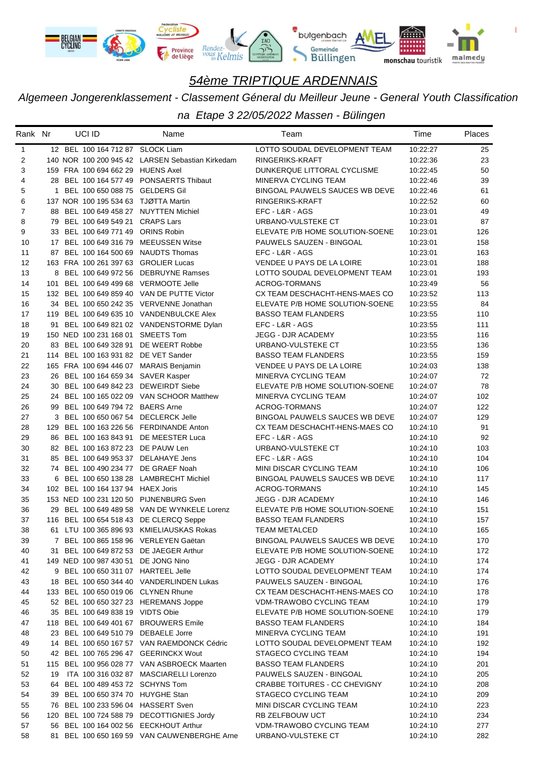# 54ème TRIPTIQUE ARDENNAIS

*Algemeen Jongerenklassement - Classement Général du Meilleur Jeune - General Youth Classification*

*na Etape 3 22/05/2022 Massen - Bülingen*

| Rank | Nr | | UCI ID | Name | Team | Time | Places |
|---|---|---|---|---|---|---|---|
| 1 | 12 | BEL | 100 164 712 87 | SLOCK Liam | LOTTO SOUDAL DEVELOPMENT TEAM | 10:22:27 | 25 |
| 2 | 140 | NOR | 100 200 945 42 | LARSEN Sebastian Kirkedam | RINGERIKS-KRAFT | 10:22:36 | 23 |
| 3 | 159 | FRA | 100 694 662 29 | HUENS Axel | DUNKERQUE LITTORAL CYCLISME | 10:22:45 | 50 |
| 4 | 28 | BEL | 100 164 577 49 | PONSAERTS Thibaut | MINERVA CYCLING TEAM | 10:22:46 | 39 |
| 5 | 1 | BEL | 100 650 088 75 | GELDERS Gil | BINGOAL PAUWELS SAUCES WB DEVE | 10:22:46 | 61 |
| 6 | 137 | NOR | 100 195 534 63 | TJØTTA Martin | RINGERIKS-KRAFT | 10:22:52 | 60 |
| 7 | 88 | BEL | 100 649 458 27 | NUYTTEN Michiel | EFC - L&R - AGS | 10:23:01 | 49 |
| 8 | 79 | BEL | 100 649 549 21 | CRAPS Lars | URBANO-VULSTEKE CT | 10:23:01 | 87 |
| 9 | 33 | BEL | 100 649 771 49 | ORINS Robin | ELEVATE P/B HOME SOLUTION-SOENE | 10:23:01 | 126 |
| 10 | 17 | BEL | 100 649 316 79 | MEEUSSEN Witse | PAUWELS SAUZEN - BINGOAL | 10:23:01 | 158 |
| 11 | 87 | BEL | 100 164 500 69 | NAUDTS Thomas | EFC - L&R - AGS | 10:23:01 | 163 |
| 12 | 163 | FRA | 100 261 397 63 | GROLIER Lucas | VENDEE U PAYS DE LA LOIRE | 10:23:01 | 188 |
| 13 | 8 | BEL | 100 649 972 56 | DEBRUYNE Ramses | LOTTO SOUDAL DEVELOPMENT TEAM | 10:23:01 | 193 |
| 14 | 101 | BEL | 100 649 499 68 | VERMOOTE Jelle | ACROG-TORMANS | 10:23:49 | 56 |
| 15 | 132 | BEL | 100 649 859 40 | VAN DE PUTTE Victor | CX TEAM DESCHACHT-HENS-MAES CO | 10:23:52 | 113 |
| 16 | 34 | BEL | 100 650 242 35 | VERVENNE Jonathan | ELEVATE P/B HOME SOLUTION-SOENE | 10:23:55 | 84 |
| 17 | 119 | BEL | 100 649 635 10 | VANDENBULCKE Alex | BASSO TEAM FLANDERS | 10:23:55 | 110 |
| 18 | 91 | BEL | 100 649 821 02 | VANDENSTORME Dylan | EFC - L&R - AGS | 10:23:55 | 111 |
| 19 | 150 | NED | 100 231 168 01 | SMEETS Tom | JEGG - DJR ACADEMY | 10:23:55 | 116 |
| 20 | 83 | BEL | 100 649 328 91 | DE WEERT Robbe | URBANO-VULSTEKE CT | 10:23:55 | 136 |
| 21 | 114 | BEL | 100 163 931 82 | DE VET Sander | BASSO TEAM FLANDERS | 10:23:55 | 159 |
| 22 | 165 | FRA | 100 694 446 07 | MARAIS Benjamin | VENDEE U PAYS DE LA LOIRE | 10:24:03 | 138 |
| 23 | 26 | BEL | 100 164 659 34 | SAVER Kasper | MINERVA CYCLING TEAM | 10:24:07 | 72 |
| 24 | 30 | BEL | 100 649 842 23 | DEWEIRDT Siebe | ELEVATE P/B HOME SOLUTION-SOENE | 10:24:07 | 78 |
| 25 | 24 | BEL | 100 165 022 09 | VAN SCHOOR Matthew | MINERVA CYCLING TEAM | 10:24:07 | 102 |
| 26 | 99 | BEL | 100 649 794 72 | BAERS Arne | ACROG-TORMANS | 10:24:07 | 122 |
| 27 | 3 | BEL | 100 650 067 54 | DECLERCK Jelle | BINGOAL PAUWELS SAUCES WB DEVE | 10:24:07 | 129 |
| 28 | 129 | BEL | 100 163 226 56 | FERDINANDE Anton | CX TEAM DESCHACHT-HENS-MAES CO | 10:24:10 | 91 |
| 29 | 86 | BEL | 100 163 843 91 | DE MEESTER Luca | EFC - L&R - AGS | 10:24:10 | 92 |
| 30 | 82 | BEL | 100 163 872 23 | DE PAUW Len | URBANO-VULSTEKE CT | 10:24:10 | 103 |
| 31 | 85 | BEL | 100 649 953 37 | DELAHAYE Jens | EFC - L&R - AGS | 10:24:10 | 104 |
| 32 | 74 | BEL | 100 490 234 77 | DE GRAEF Noah | MINI DISCAR CYCLING TEAM | 10:24:10 | 106 |
| 33 | 6 | BEL | 100 650 138 28 | LAMBRECHT Michiel | BINGOAL PAUWELS SAUCES WB DEVE | 10:24:10 | 117 |
| 34 | 102 | BEL | 100 164 137 94 | HAEX Joris | ACROG-TORMANS | 10:24:10 | 145 |
| 35 | 153 | NED | 100 231 120 50 | PIJNENBURG Sven | JEGG - DJR ACADEMY | 10:24:10 | 146 |
| 36 | 29 | BEL | 100 649 489 58 | VAN DE WYNKELE Lorenz | ELEVATE P/B HOME SOLUTION-SOENE | 10:24:10 | 151 |
| 37 | 116 | BEL | 100 654 518 43 | DE CLERCQ Seppe | BASSO TEAM FLANDERS | 10:24:10 | 157 |
| 38 | 61 | LTU | 100 365 896 93 | KMIELIAUSKAS Rokas | TEAM METALCED | 10:24:10 | 165 |
| 39 | 7 | BEL | 100 865 158 96 | VERLEYEN Gaëtan | BINGOAL PAUWELS SAUCES WB DEVE | 10:24:10 | 170 |
| 40 | 31 | BEL | 100 649 872 53 | DE JAEGER Arthur | ELEVATE P/B HOME SOLUTION-SOENE | 10:24:10 | 172 |
| 41 | 149 | NED | 100 987 430 51 | DE JONG Nino | JEGG - DJR ACADEMY | 10:24:10 | 174 |
| 42 | 9 | BEL | 100 650 311 07 | HARTEEL Jelle | LOTTO SOUDAL DEVELOPMENT TEAM | 10:24:10 | 174 |
| 43 | 18 | BEL | 100 650 344 40 | VANDERLINDEN Lukas | PAUWELS SAUZEN - BINGOAL | 10:24:10 | 176 |
| 44 | 133 | BEL | 100 650 019 06 | CLYNEN Rhune | CX TEAM DESCHACHT-HENS-MAES CO | 10:24:10 | 178 |
| 45 | 52 | BEL | 100 650 327 23 | HEREMANS Joppe | VDM-TRAWOBO CYCLING TEAM | 10:24:10 | 179 |
| 46 | 35 | BEL | 100 649 838 19 | VIDTS Obie | ELEVATE P/B HOME SOLUTION-SOENE | 10:24:10 | 179 |
| 47 | 118 | BEL | 100 649 401 67 | BROUWERS Emile | BASSO TEAM FLANDERS | 10:24:10 | 184 |
| 48 | 23 | BEL | 100 649 510 79 | DEBAELE Jorre | MINERVA CYCLING TEAM | 10:24:10 | 191 |
| 49 | 14 | BEL | 100 650 157 47 | VAN RAEMDONCK Cédric | LOTTO SOUDAL DEVELOPMENT TEAM | 10:24:10 | 192 |
| 50 | 42 | BEL | 100 765 296 47 | GEERINCKX Wout | STAGECO CYCLING TEAM | 10:24:10 | 194 |
| 51 | 115 | BEL | 100 956 028 77 | VAN ASBROECK Maarten | BASSO TEAM FLANDERS | 10:24:10 | 201 |
| 52 | 19 | ITA | 100 316 032 87 | MASCIARELLI Lorenzo | PAUWELS SAUZEN - BINGOAL | 10:24:10 | 205 |
| 53 | 64 | BEL | 100 489 453 72 | SCHYNS Tom | CRABBE TOITURES - CC CHEVIGNY | 10:24:10 | 208 |
| 54 | 39 | BEL | 100 650 374 70 | HUYGHE Stan | STAGECO CYCLING TEAM | 10:24:10 | 209 |
| 55 | 76 | BEL | 100 233 596 04 | HASSERT Sven | MINI DISCAR CYCLING TEAM | 10:24:10 | 223 |
| 56 | 120 | BEL | 100 724 588 79 | DECOTTIGNIES Jordy | RB ZELFBOUW UCT | 10:24:10 | 234 |
| 57 | 56 | BEL | 100 164 002 56 | EECKHOUT Arthur | VDM-TRAWOBO CYCLING TEAM | 10:24:10 | 277 |
| 58 | 81 | BEL | 100 650 169 59 | VAN CAUWENBERGHE Arne | URBANO-VULSTEKE CT | 10:24:10 | 282 |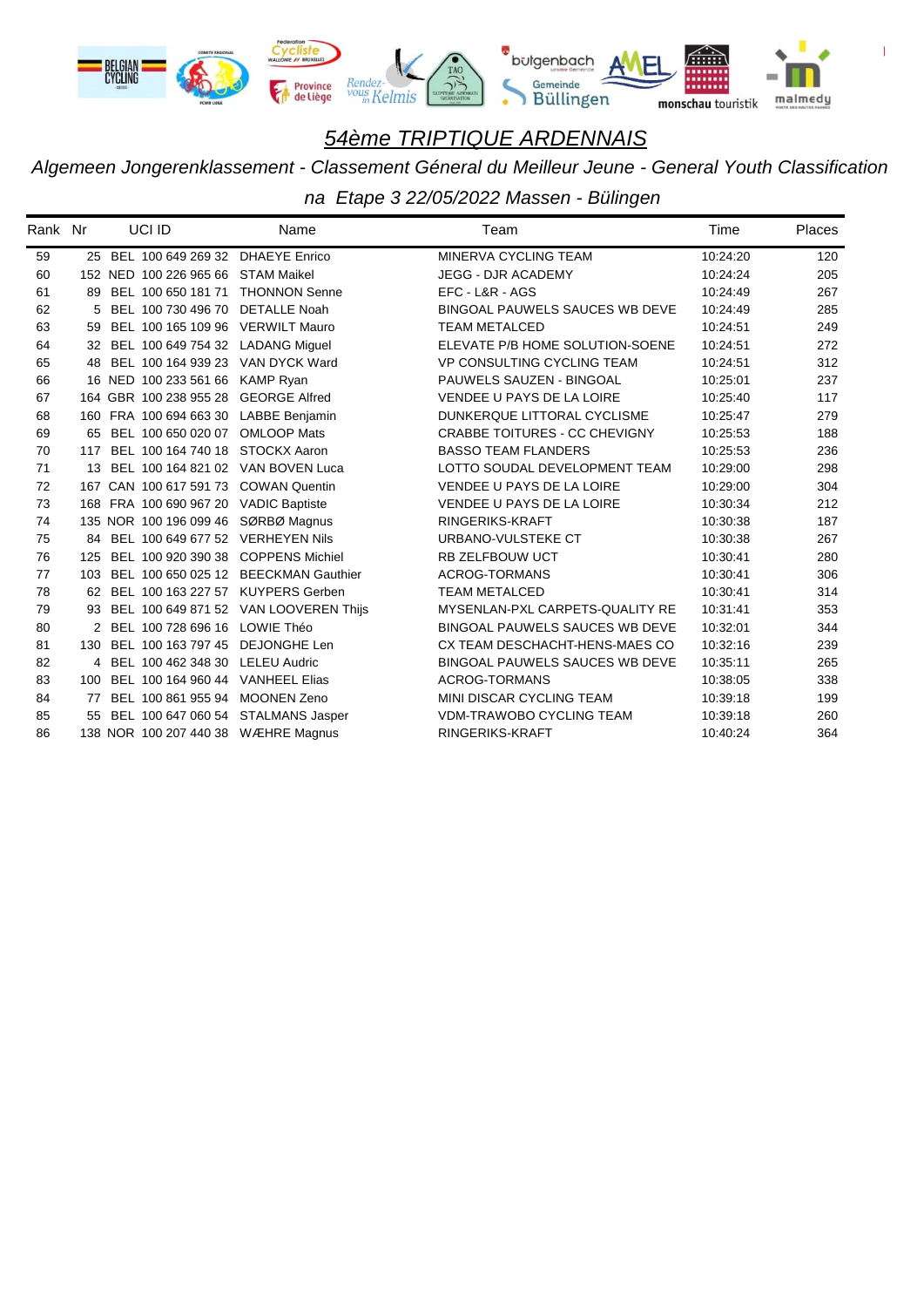# 54ème TRIPTIQUE ARDENNAIS

*Algemeen Jongerenklassement - Classement Géneral du Meilleur Jeune - General Youth Classification*

*na Etape 3 22/05/2022 Massen - Bülingen*

| Rank | Nr | UCI ID | Name | Team | Time | Places |
|---|---|---|---|---|---|---|
| 59 | 25 | BEL 100 649 269 32 | DHAEYE Enrico | MINERVA CYCLING TEAM | 10:24:20 | 120 |
| 60 | 152 | NED 100 226 965 66 | STAM Maikel | JEGG - DJR ACADEMY | 10:24:24 | 205 |
| 61 | 89 | BEL 100 650 181 71 | THONNON Senne | EFC - L&R - AGS | 10:24:49 | 267 |
| 62 | 5 | BEL 100 730 496 70 | DETALLE Noah | BINGOAL PAUWELS SAUCES WB DEVE | 10:24:49 | 285 |
| 63 | 59 | BEL 100 165 109 96 | VERWILT Mauro | TEAM METALCED | 10:24:51 | 249 |
| 64 | 32 | BEL 100 649 754 32 | LADANG Miguel | ELEVATE P/B HOME SOLUTION-SOENE | 10:24:51 | 272 |
| 65 | 48 | BEL 100 164 939 23 | VAN DYCK Ward | VP CONSULTING CYCLING TEAM | 10:24:51 | 312 |
| 66 | 16 | NED 100 233 561 66 | KAMP Ryan | PAUWELS SAUZEN - BINGOAL | 10:25:01 | 237 |
| 67 | 164 | GBR 100 238 955 28 | GEORGE Alfred | VENDEE U PAYS DE LA LOIRE | 10:25:40 | 117 |
| 68 | 160 | FRA 100 694 663 30 | LABBE Benjamin | DUNKERQUE LITTORAL CYCLISME | 10:25:47 | 279 |
| 69 | 65 | BEL 100 650 020 07 | OMLOOP Mats | CRABBE TOITURES - CC CHEVIGNY | 10:25:53 | 188 |
| 70 | 117 | BEL 100 164 740 18 | STOCKX Aaron | BASSO TEAM FLANDERS | 10:25:53 | 236 |
| 71 | 13 | BEL 100 164 821 02 | VAN BOVEN Luca | LOTTO SOUDAL DEVELOPMENT TEAM | 10:29:00 | 298 |
| 72 | 167 | CAN 100 617 591 73 | COWAN Quentin | VENDEE U PAYS DE LA LOIRE | 10:29:00 | 304 |
| 73 | 168 | FRA 100 690 967 20 | VADIC Baptiste | VENDEE U PAYS DE LA LOIRE | 10:30:34 | 212 |
| 74 | 135 | NOR 100 196 099 46 | SØRBØ Magnus | RINGERIKS-KRAFT | 10:30:38 | 187 |
| 75 | 84 | BEL 100 649 677 52 | VERHEYEN Nils | URBANO-VULSTEKE CT | 10:30:38 | 267 |
| 76 | 125 | BEL 100 920 390 38 | COPPENS Michiel | RB ZELFBOUW UCT | 10:30:41 | 280 |
| 77 | 103 | BEL 100 650 025 12 | BEECKMAN Gauthier | ACROG-TORMANS | 10:30:41 | 306 |
| 78 | 62 | BEL 100 163 227 57 | KUYPERS Gerben | TEAM METALCED | 10:30:41 | 314 |
| 79 | 93 | BEL 100 649 871 52 | VAN LOOVEREN Thijs | MYSENLAN-PXL CARPETS-QUALITY RE | 10:31:41 | 353 |
| 80 | 2 | BEL 100 728 696 16 | LOWIE Théo | BINGOAL PAUWELS SAUCES WB DEVE | 10:32:01 | 344 |
| 81 | 130 | BEL 100 163 797 45 | DEJONGHE Len | CX TEAM DESCHACHT-HENS-MAES CO | 10:32:16 | 239 |
| 82 | 4 | BEL 100 462 348 30 | LELEU Audric | BINGOAL PAUWELS SAUCES WB DEVE | 10:35:11 | 265 |
| 83 | 100 | BEL 100 164 960 44 | VANHEEL Elias | ACROG-TORMANS | 10:38:05 | 338 |
| 84 | 77 | BEL 100 861 955 94 | MOONEN Zeno | MINI DISCAR CYCLING TEAM | 10:39:18 | 199 |
| 85 | 55 | BEL 100 647 060 54 | STALMANS Jasper | VDM-TRAWOBO CYCLING TEAM | 10:39:18 | 260 |
| 86 | 138 | NOR 100 207 440 38 | WÆHRE Magnus | RINGERIKS-KRAFT | 10:40:24 | 364 |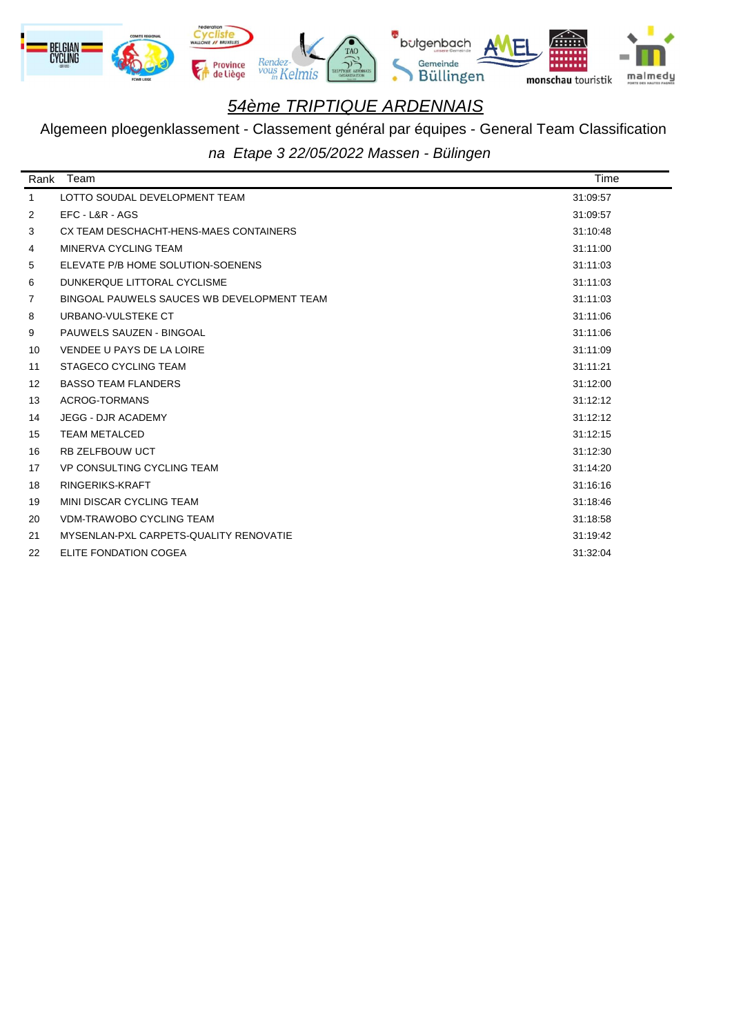# *54ème TRIPTIQUE ARDENNAIS*

Algemeen ploegenklassement - Classement général par équipes - General Team Classification

*na Etape 3 22/05/2022 Massen - Bülingen*

| Rank | Team | Time |
|---|---|---|
| 1 | LOTTO SOUDAL DEVELOPMENT TEAM | 31:09:57 |
| 2 | EFC - L&R - AGS | 31:09:57 |
| 3 | CX TEAM DESCHACHT-HENS-MAES CONTAINERS | 31:10:48 |
| 4 | MINERVA CYCLING TEAM | 31:11:00 |
| 5 | ELEVATE P/B HOME SOLUTION-SOENENS | 31:11:03 |
| 6 | DUNKERQUE LITTORAL CYCLISME | 31:11:03 |
| 7 | BINGOAL PAUWELS SAUCES WB DEVELOPMENT TEAM | 31:11:03 |
| 8 | URBANO-VULSTEKE CT | 31:11:06 |
| 9 | PAUWELS SAUZEN - BINGOAL | 31:11:06 |
| 10 | VENDEE U PAYS DE LA LOIRE | 31:11:09 |
| 11 | STAGECO CYCLING TEAM | 31:11:21 |
| 12 | BASSO TEAM FLANDERS | 31:12:00 |
| 13 | ACROG-TORMANS | 31:12:12 |
| 14 | JEGG - DJR ACADEMY | 31:12:12 |
| 15 | TEAM METALCED | 31:12:15 |
| 16 | RB ZELFBOUW UCT | 31:12:30 |
| 17 | VP CONSULTING CYCLING TEAM | 31:14:20 |
| 18 | RINGERIKS-KRAFT | 31:16:16 |
| 19 | MINI DISCAR CYCLING TEAM | 31:18:46 |
| 20 | VDM-TRAWOBO CYCLING TEAM | 31:18:58 |
| 21 | MYSENLAN-PXL CARPETS-QUALITY RENOVATIE | 31:19:42 |
| 22 | ELITE FONDATION COGEA | 31:32:04 |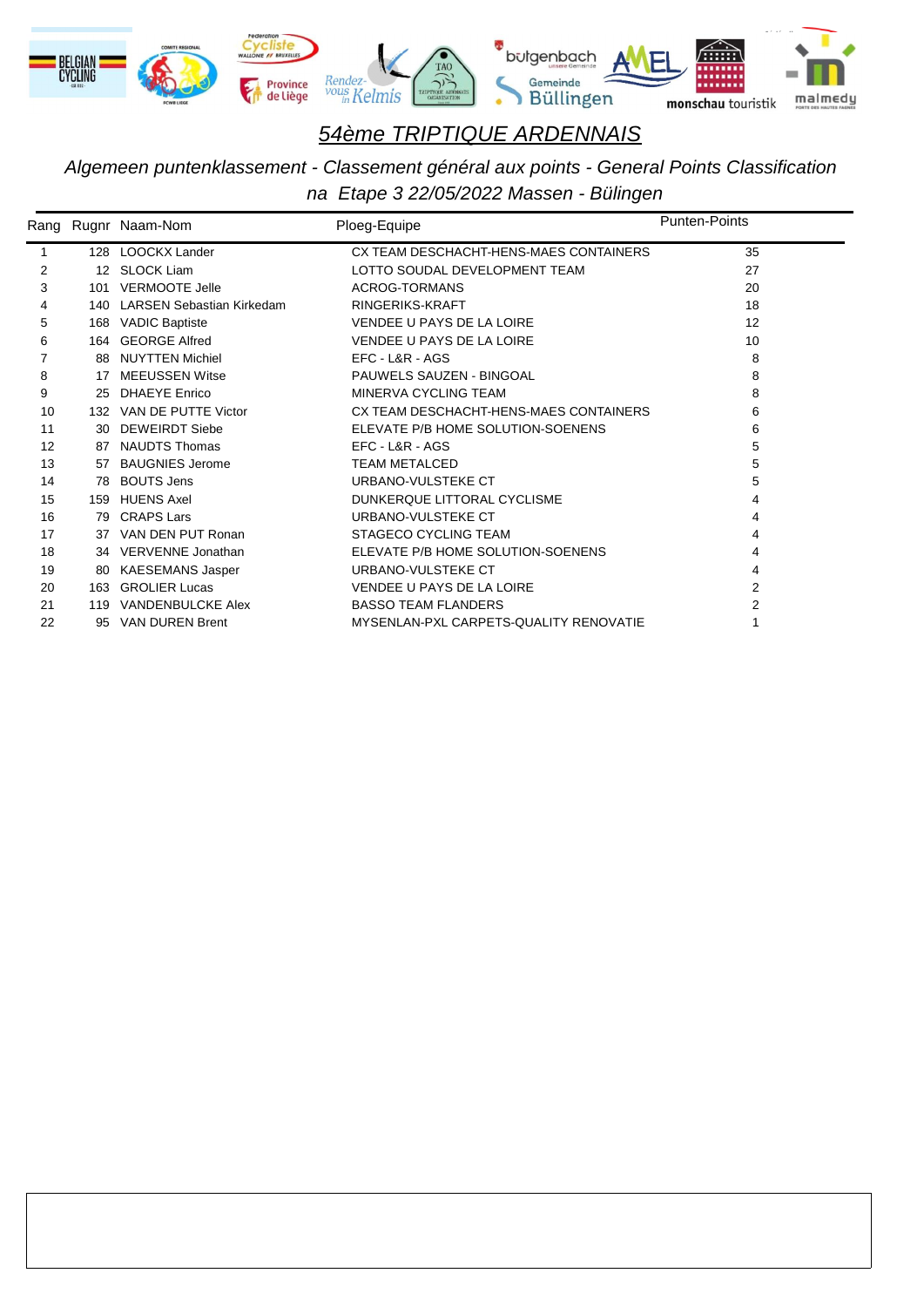# *54ème TRIPTIQUE ARDENNAIS*

*Algemeen puntenklassement - Classement général aux points - General Points Classification*

*na Etape 3 22/05/2022 Massen - Bülingen*

| Rang | Rugnr | Naam-Nom | Ploeg-Equipe | Punten-Points |
|---|---|---|---|---|
| 1 | 128 | LOOCKX Lander | CX TEAM DESCHACHT-HENS-MAES CONTAINERS | 35 |
| 2 | 12 | SLOCK Liam | LOTTO SOUDAL DEVELOPMENT TEAM | 27 |
| 3 | 101 | VERMOOTE Jelle | ACROG-TORMANS | 20 |
| 4 | 140 | LARSEN Sebastian Kirkedam | RINGERIKS-KRAFT | 18 |
| 5 | 168 | VADIC Baptiste | VENDEE U PAYS DE LA LOIRE | 12 |
| 6 | 164 | GEORGE Alfred | VENDEE U PAYS DE LA LOIRE | 10 |
| 7 | 88 | NUYTTEN Michiel | EFC - L&R - AGS | 8 |
| 8 | 17 | MEEUSSEN Witse | PAUWELS SAUZEN - BINGOAL | 8 |
| 9 | 25 | DHAEYE Enrico | MINERVA CYCLING TEAM | 8 |
| 10 | 132 | VAN DE PUTTE Victor | CX TEAM DESCHACHT-HENS-MAES CONTAINERS | 6 |
| 11 | 30 | DEWEIRDT Siebe | ELEVATE P/B HOME SOLUTION-SOENENS | 6 |
| 12 | 87 | NAUDTS Thomas | EFC - L&R - AGS | 5 |
| 13 | 57 | BAUGNIES Jerome | TEAM METALCED | 5 |
| 14 | 78 | BOUTS Jens | URBANO-VULSTEKE CT | 5 |
| 15 | 159 | HUENS Axel | DUNKERQUE LITTORAL CYCLISME | 4 |
| 16 | 79 | CRAPS Lars | URBANO-VULSTEKE CT | 4 |
| 17 | 37 | VAN DEN PUT Ronan | STAGECO CYCLING TEAM | 4 |
| 18 | 34 | VERVENNE Jonathan | ELEVATE P/B HOME SOLUTION-SOENENS | 4 |
| 19 | 80 | KAESEMANS Jasper | URBANO-VULSTEKE CT | 4 |
| 20 | 163 | GROLIER Lucas | VENDEE U PAYS DE LA LOIRE | 2 |
| 21 | 119 | VANDENBULCKE Alex | BASSO TEAM FLANDERS | 2 |
| 22 | 95 | VAN DUREN Brent | MYSENLAN-PXL CARPETS-QUALITY RENOVATIE | 1 |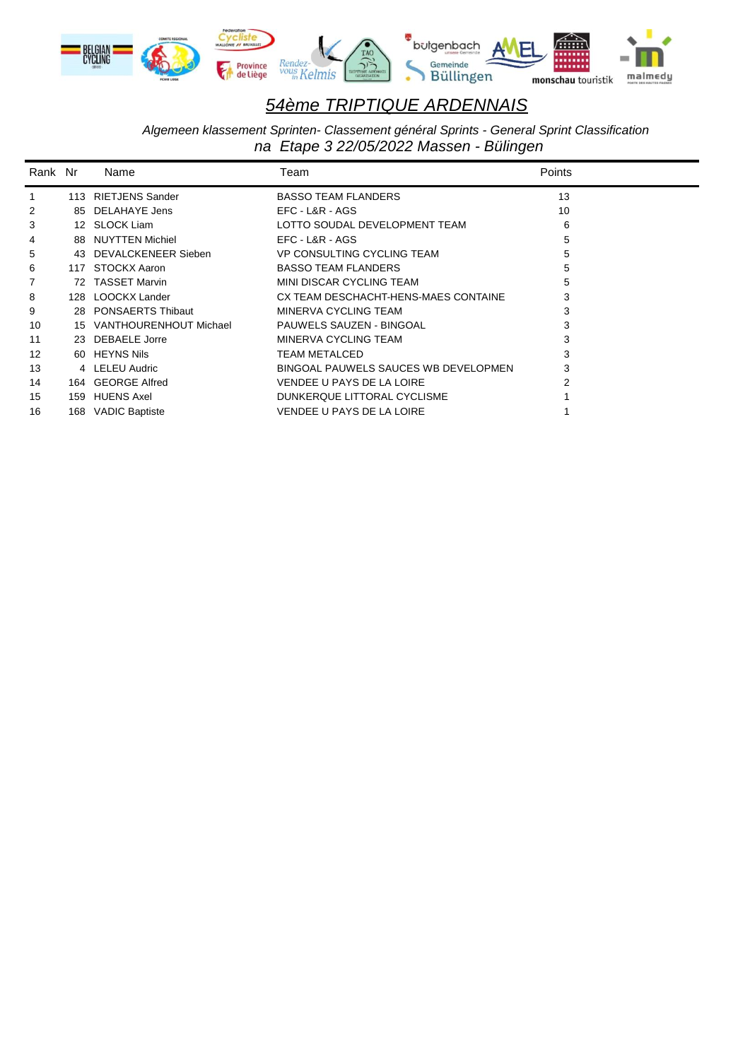# 54ème TRIPTIQUE ARDENNAIS

*Algemeen klassement Sprinten- Classement général Sprints - General Sprint Classification*

*na Etape 3 22/05/2022 Massen - Bülingen*

| Rank | Nr | Name | Team | Points |
|---|---|---|---|---|
| 1 | 113 | RIETJENS Sander | BASSO TEAM FLANDERS | 13 |
| 2 | 85 | DELAHAYE Jens | EFC - L&R - AGS | 10 |
| 3 | 12 | SLOCK Liam | LOTTO SOUDAL DEVELOPMENT TEAM | 6 |
| 4 | 88 | NUYTTEN Michiel | EFC - L&R - AGS | 5 |
| 5 | 43 | DEVALCKENEER Sieben | VP CONSULTING CYCLING TEAM | 5 |
| 6 | 117 | STOCKX Aaron | BASSO TEAM FLANDERS | 5 |
| 7 | 72 | TASSET Marvin | MINI DISCAR CYCLING TEAM | 5 |
| 8 | 128 | LOOCKX Lander | CX TEAM DESCHACHT-HENS-MAES CONTAINE | 3 |
| 9 | 28 | PONSAERTS Thibaut | MINERVA CYCLING TEAM | 3 |
| 10 | 15 | VANTHOURENHOUT Michael | PAUWELS SAUZEN - BINGOAL | 3 |
| 11 | 23 | DEBAELE Jorre | MINERVA CYCLING TEAM | 3 |
| 12 | 60 | HEYNS Nils | TEAM METALCED | 3 |
| 13 | 4 | LELEU Audric | BINGOAL PAUWELS SAUCES WB DEVELOPMEN | 3 |
| 14 | 164 | GEORGE Alfred | VENDEE U PAYS DE LA LOIRE | 2 |
| 15 | 159 | HUENS Axel | DUNKERQUE LITTORAL CYCLISME | 1 |
| 16 | 168 | VADIC Baptiste | VENDEE U PAYS DE LA LOIRE | 1 |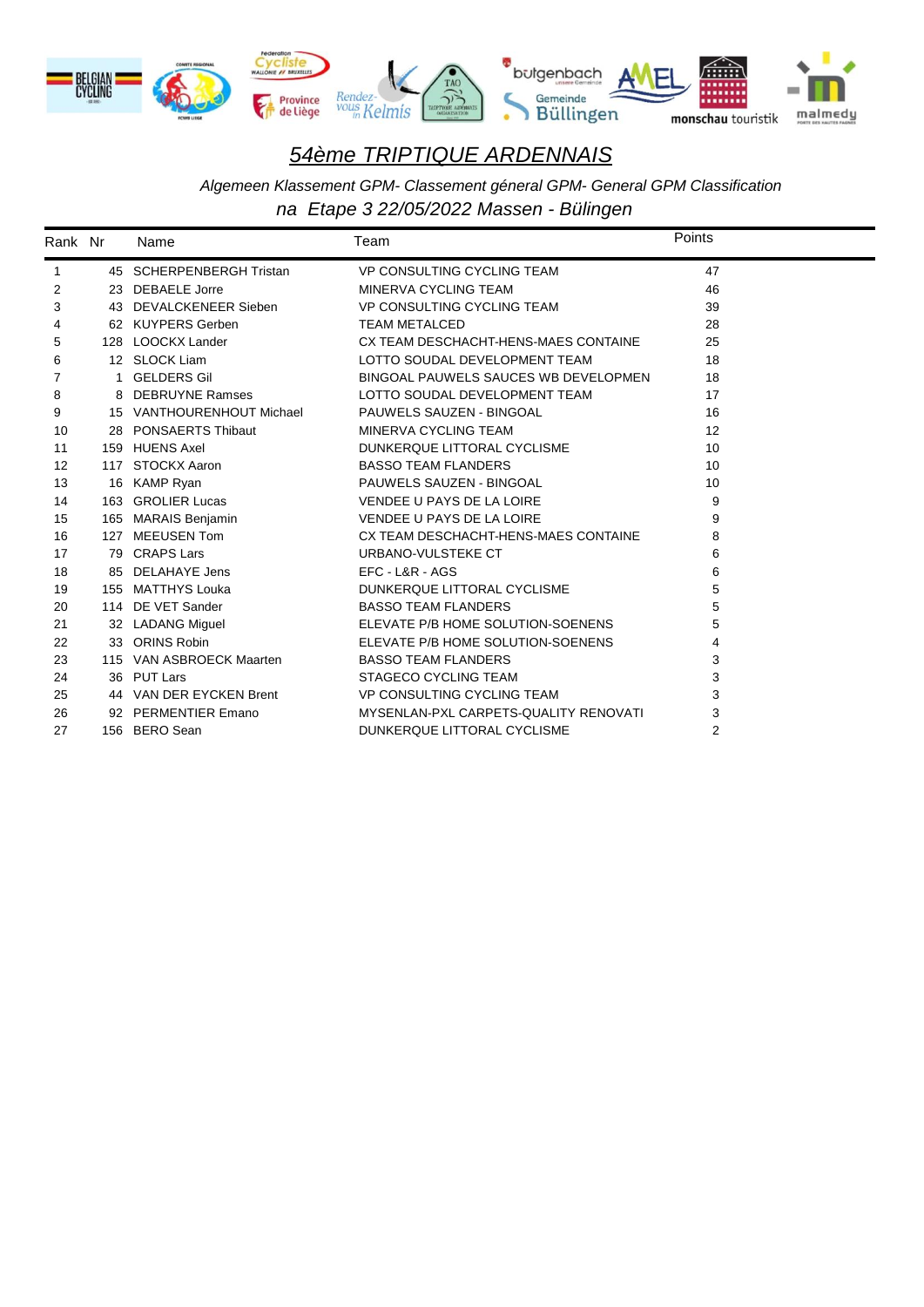# *54ème TRIPTIQUE ARDENNAIS*

*Algemeen Klassement GPM- Classement géneral GPM- General GPM Classification*

*na Etape 3 22/05/2022 Massen - Bülingen*

| Rank | Nr | Name | Team | Points |
|---|---|---|---|---|
| 1 | 45 | SCHERPENBERGH Tristan | VP CONSULTING CYCLING TEAM | 47 |
| 2 | 23 | DEBAELE Jorre | MINERVA CYCLING TEAM | 46 |
| 3 | 43 | DEVALCKENEER Sieben | VP CONSULTING CYCLING TEAM | 39 |
| 4 | 62 | KUYPERS Gerben | TEAM METALCED | 28 |
| 5 | 128 | LOOCKX Lander | CX TEAM DESCHACHT-HENS-MAES CONTAINE | 25 |
| 6 | 12 | SLOCK Liam | LOTTO SOUDAL DEVELOPMENT TEAM | 18 |
| 7 | 1 | GELDERS Gil | BINGOAL PAUWELS SAUCES WB DEVELOPMEN | 18 |
| 8 | 8 | DEBRUYNE Ramses | LOTTO SOUDAL DEVELOPMENT TEAM | 17 |
| 9 | 15 | VANTHOURENHOUT Michael | PAUWELS SAUZEN - BINGOAL | 16 |
| 10 | 28 | PONSAERTS Thibaut | MINERVA CYCLING TEAM | 12 |
| 11 | 159 | HUENS Axel | DUNKERQUE LITTORAL CYCLISME | 10 |
| 12 | 117 | STOCKX Aaron | BASSO TEAM FLANDERS | 10 |
| 13 | 16 | KAMP Ryan | PAUWELS SAUZEN - BINGOAL | 10 |
| 14 | 163 | GROLIER Lucas | VENDEE U PAYS DE LA LOIRE | 9 |
| 15 | 165 | MARAIS Benjamin | VENDEE U PAYS DE LA LOIRE | 9 |
| 16 | 127 | MEEUSEN Tom | CX TEAM DESCHACHT-HENS-MAES CONTAINE | 8 |
| 17 | 79 | CRAPS Lars | URBANO-VULSTEKE CT | 6 |
| 18 | 85 | DELAHAYE Jens | EFC - L&R - AGS | 6 |
| 19 | 155 | MATTHYS Louka | DUNKERQUE LITTORAL CYCLISME | 5 |
| 20 | 114 | DE VET Sander | BASSO TEAM FLANDERS | 5 |
| 21 | 32 | LADANG Miguel | ELEVATE P/B HOME SOLUTION-SOENENS | 5 |
| 22 | 33 | ORINS Robin | ELEVATE P/B HOME SOLUTION-SOENENS | 4 |
| 23 | 115 | VAN ASBROECK Maarten | BASSO TEAM FLANDERS | 3 |
| 24 | 36 | PUT Lars | STAGECO CYCLING TEAM | 3 |
| 25 | 44 | VAN DER EYCKEN Brent | VP CONSULTING CYCLING TEAM | 3 |
| 26 | 92 | PERMENTIER Emano | MYSENLAN-PXL CARPETS-QUALITY RENOVATI | 3 |
| 27 | 156 | BERO Sean | DUNKERQUE LITTORAL CYCLISME | 2 |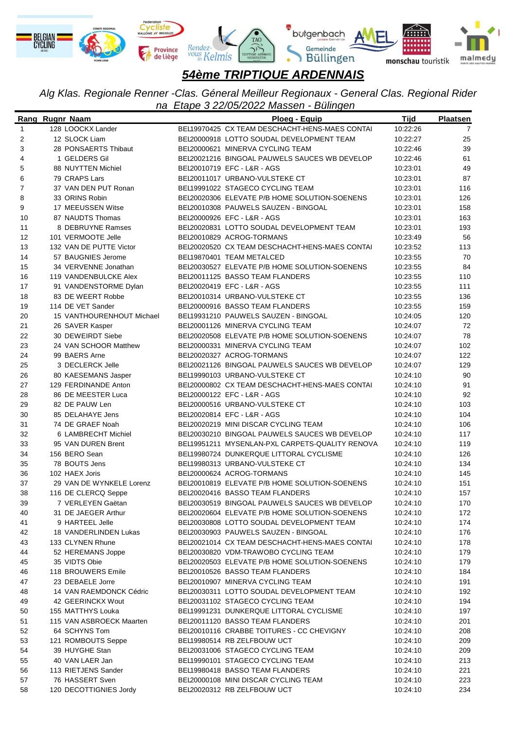# 54ème TRIPTIQUE ARDENNAIS

*Alg Klas. Regionale Renner -Clas. Géneral Meilleur Regionaux - General Clas. Regional Rider na Etape 3 22/05/2022 Massen - Bülingen*

| Rang | Rugnr Naam | Ploeg - Equip | Tijd | Plaatsen |
|---|---|---|---|---|
| 1 | 128 LOOCKX Lander | BEL19970425 CX TEAM DESCHACHT-HENS-MAES CONTAI | 10:22:26 | 7 |
| 2 | 12 SLOCK Liam | BEL20000918 LOTTO SOUDAL DEVELOPMENT TEAM | 10:22:27 | 25 |
| 3 | 28 PONSAERTS Thibaut | BEL20000621 MINERVA CYCLING TEAM | 10:22:46 | 39 |
| 4 | 1 GELDERS Gil | BEL20021216 BINGOAL PAUWELS SAUCES WB DEVELOP | 10:22:46 | 61 |
| 5 | 88 NUYTTEN Michiel | BEL20010719 EFC - L&R - AGS | 10:23:01 | 49 |
| 6 | 79 CRAPS Lars | BEL20011017 URBANO-VULSTEKE CT | 10:23:01 | 87 |
| 7 | 37 VAN DEN PUT Ronan | BEL19991022 STAGECO CYCLING TEAM | 10:23:01 | 116 |
| 8 | 33 ORINS Robin | BEL20020306 ELEVATE P/B HOME SOLUTION-SOENENS | 10:23:01 | 126 |
| 9 | 17 MEEUSSEN Witse | BEL20010308 PAUWELS SAUZEN - BINGOAL | 10:23:01 | 158 |
| 10 | 87 NAUDTS Thomas | BEL20000926 EFC - L&R - AGS | 10:23:01 | 163 |
| 11 | 8 DEBRUYNE Ramses | BEL20020831 LOTTO SOUDAL DEVELOPMENT TEAM | 10:23:01 | 193 |
| 12 | 101 VERMOOTE Jelle | BEL20010829 ACROG-TORMANS | 10:23:49 | 56 |
| 13 | 132 VAN DE PUTTE Victor | BEL20020520 CX TEAM DESCHACHT-HENS-MAES CONTAI | 10:23:52 | 113 |
| 14 | 57 BAUGNIES Jerome | BEL19870401 TEAM METALCED | 10:23:55 | 70 |
| 15 | 34 VERVENNE Jonathan | BEL20030527 ELEVATE P/B HOME SOLUTION-SOENENS | 10:23:55 | 84 |
| 16 | 119 VANDENBULCKE Alex | BEL20011125 BASSO TEAM FLANDERS | 10:23:55 | 110 |
| 17 | 91 VANDENSTORME Dylan | BEL20020419 EFC - L&R - AGS | 10:23:55 | 111 |
| 18 | 83 DE WEERT Robbe | BEL20010314 URBANO-VULSTEKE CT | 10:23:55 | 136 |
| 19 | 114 DE VET Sander | BEL20000916 BASSO TEAM FLANDERS | 10:23:55 | 159 |
| 20 | 15 VANTHOURENHOUT Michael | BEL19931210 PAUWELS SAUZEN - BINGOAL | 10:24:05 | 120 |
| 21 | 26 SAVER Kasper | BEL20001126 MINERVA CYCLING TEAM | 10:24:07 | 72 |
| 22 | 30 DEWEIRDT Siebe | BEL20020508 ELEVATE P/B HOME SOLUTION-SOENENS | 10:24:07 | 78 |
| 23 | 24 VAN SCHOOR Matthew | BEL20000331 MINERVA CYCLING TEAM | 10:24:07 | 102 |
| 24 | 99 BAERS Arne | BEL20020327 ACROG-TORMANS | 10:24:07 | 122 |
| 25 | 3 DECLERCK Jelle | BEL20021126 BINGOAL PAUWELS SAUCES WB DEVELOP | 10:24:07 | 129 |
| 26 | 80 KAESEMANS Jasper | BEL19990103 URBANO-VULSTEKE CT | 10:24:10 | 90 |
| 27 | 129 FERDINANDE Anton | BEL20000802 CX TEAM DESCHACHT-HENS-MAES CONTAI | 10:24:10 | 91 |
| 28 | 86 DE MEESTER Luca | BEL20000122 EFC - L&R - AGS | 10:24:10 | 92 |
| 29 | 82 DE PAUW Len | BEL20000516 URBANO-VULSTEKE CT | 10:24:10 | 103 |
| 30 | 85 DELAHAYE Jens | BEL20020814 EFC - L&R - AGS | 10:24:10 | 104 |
| 31 | 74 DE GRAEF Noah | BEL20020219 MINI DISCAR CYCLING TEAM | 10:24:10 | 106 |
| 32 | 6 LAMBRECHT Michiel | BEL20030210 BINGOAL PAUWELS SAUCES WB DEVELOP | 10:24:10 | 117 |
| 33 | 95 VAN DUREN Brent | BEL19951211 MYSENLAN-PXL CARPETS-QUALITY RENOVA | 10:24:10 | 119 |
| 34 | 156 BERO Sean | BEL19980724 DUNKERQUE LITTORAL CYCLISME | 10:24:10 | 126 |
| 35 | 78 BOUTS Jens | BEL19980313 URBANO-VULSTEKE CT | 10:24:10 | 134 |
| 36 | 102 HAEX Joris | BEL20000624 ACROG-TORMANS | 10:24:10 | 145 |
| 37 | 29 VAN DE WYNKELE Lorenz | BEL20010819 ELEVATE P/B HOME SOLUTION-SOENENS | 10:24:10 | 151 |
| 38 | 116 DE CLERCQ Seppe | BEL20020416 BASSO TEAM FLANDERS | 10:24:10 | 157 |
| 39 | 7 VERLEYEN Gaëtan | BEL20030519 BINGOAL PAUWELS SAUCES WB DEVELOP | 10:24:10 | 170 |
| 40 | 31 DE JAEGER Arthur | BEL20020604 ELEVATE P/B HOME SOLUTION-SOENENS | 10:24:10 | 172 |
| 41 | 9 HARTEEL Jelle | BEL20030808 LOTTO SOUDAL DEVELOPMENT TEAM | 10:24:10 | 174 |
| 42 | 18 VANDERLINDEN Lukas | BEL20030903 PAUWELS SAUZEN - BINGOAL | 10:24:10 | 176 |
| 43 | 133 CLYNEN Rhune | BEL20021014 CX TEAM DESCHACHT-HENS-MAES CONTAI | 10:24:10 | 178 |
| 44 | 52 HEREMANS Joppe | BEL20030820 VDM-TRAWOBO CYCLING TEAM | 10:24:10 | 179 |
| 45 | 35 VIDTS Obie | BEL20020503 ELEVATE P/B HOME SOLUTION-SOENENS | 10:24:10 | 179 |
| 46 | 118 BROUWERS Emile | BEL20010526 BASSO TEAM FLANDERS | 10:24:10 | 184 |
| 47 | 23 DEBAELE Jorre | BEL20010907 MINERVA CYCLING TEAM | 10:24:10 | 191 |
| 48 | 14 VAN RAEMDONCK Cédric | BEL20030311 LOTTO SOUDAL DEVELOPMENT TEAM | 10:24:10 | 192 |
| 49 | 42 GEERINCKX Wout | BEL20031102 STAGECO CYCLING TEAM | 10:24:10 | 194 |
| 50 | 155 MATTHYS Louka | BEL19991231 DUNKERQUE LITTORAL CYCLISME | 10:24:10 | 197 |
| 51 | 115 VAN ASBROECK Maarten | BEL20011120 BASSO TEAM FLANDERS | 10:24:10 | 201 |
| 52 | 64 SCHYNS Tom | BEL20010116 CRABBE TOITURES - CC CHEVIGNY | 10:24:10 | 208 |
| 53 | 121 ROMBOUTS Seppe | BEL19980514 RB ZELFBOUW UCT | 10:24:10 | 209 |
| 54 | 39 HUYGHE Stan | BEL20031006 STAGECO CYCLING TEAM | 10:24:10 | 209 |
| 55 | 40 VAN LAER Jan | BEL19990101 STAGECO CYCLING TEAM | 10:24:10 | 213 |
| 56 | 113 RIETJENS Sander | BEL19980418 BASSO TEAM FLANDERS | 10:24:10 | 221 |
| 57 | 76 HASSERT Sven | BEL20000108 MINI DISCAR CYCLING TEAM | 10:24:10 | 223 |
| 58 | 120 DECOTTIGNIES Jordy | BEL20020312 RB ZELFBOUW UCT | 10:24:10 | 234 |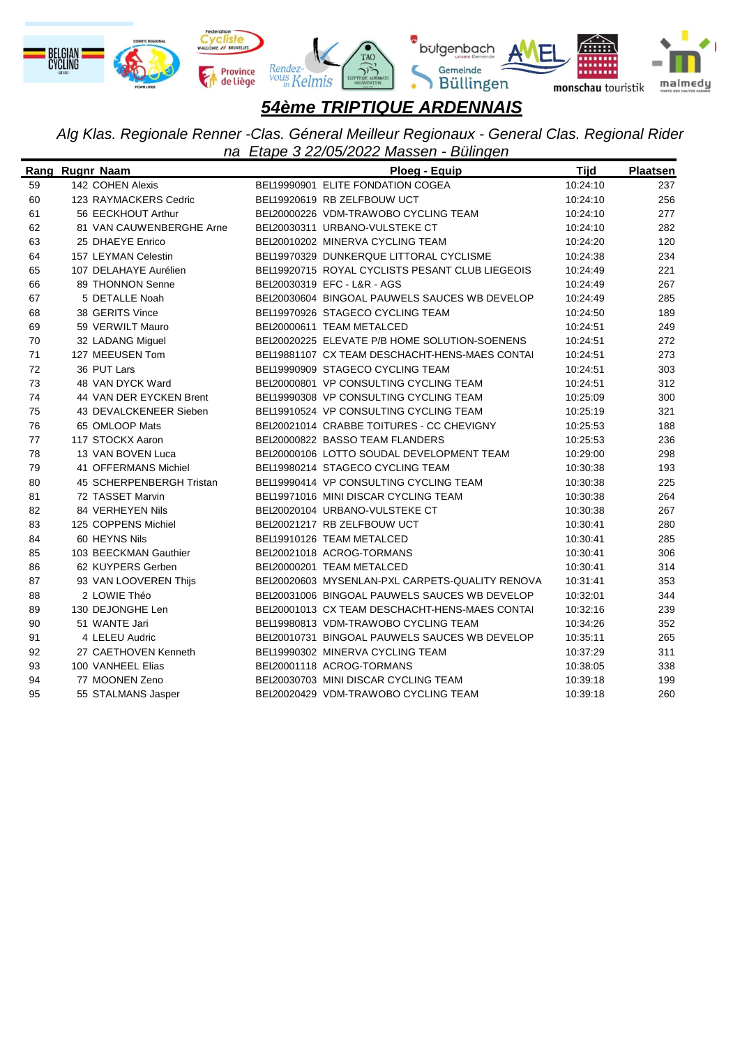# 54ème TRIPTIQUE ARDENNAIS

*Alg Klas. Regionale Renner -Clas. Géneral Meilleur Regionaux - General Clas. Regional Rider na Etape 3 22/05/2022 Massen - Bülingen*

| Rang | Rugnr Naam | Ploeg - Equip | Tijd | Plaatsen |
|---|---|---|---|---|
| 59 | 142 COHEN Alexis | BEL19990901 ELITE FONDATION COGEA | 10:24:10 | 237 |
| 60 | 123 RAYMACKERS Cedric | BEL19920619 RB ZELFBOUW UCT | 10:24:10 | 256 |
| 61 | 56 EECKHOUT Arthur | BEL20000226 VDM-TRAWOBO CYCLING TEAM | 10:24:10 | 277 |
| 62 | 81 VAN CAUWENBERGHE Arne | BEL20030311 URBANO-VULSTEKE CT | 10:24:10 | 282 |
| 63 | 25 DHAEYE Enrico | BEL20010202 MINERVA CYCLING TEAM | 10:24:20 | 120 |
| 64 | 157 LEYMAN Celestin | BEL19970329 DUNKERQUE LITTORAL CYCLISME | 10:24:38 | 234 |
| 65 | 107 DELAHAYE Aurélien | BEL19920715 ROYAL CYCLISTS PESANT CLUB LIEGEOIS | 10:24:49 | 221 |
| 66 | 89 THONNON Senne | BEL20030319 EFC - L&R - AGS | 10:24:49 | 267 |
| 67 | 5 DETALLE Noah | BEL20030604 BINGOAL PAUWELS SAUCES WB DEVELOP | 10:24:49 | 285 |
| 68 | 38 GERITS Vince | BEL19970926 STAGECO CYCLING TEAM | 10:24:50 | 189 |
| 69 | 59 VERWILT Mauro | BEL20000611 TEAM METALCED | 10:24:51 | 249 |
| 70 | 32 LADANG Miguel | BEL20020225 ELEVATE P/B HOME SOLUTION-SOENENS | 10:24:51 | 272 |
| 71 | 127 MEEUSEN Tom | BEL19881107 CX TEAM DESCHACHT-HENS-MAES CONTAI | 10:24:51 | 273 |
| 72 | 36 PUT Lars | BEL19990909 STAGECO CYCLING TEAM | 10:24:51 | 303 |
| 73 | 48 VAN DYCK Ward | BEL20000801 VP CONSULTING CYCLING TEAM | 10:24:51 | 312 |
| 74 | 44 VAN DER EYCKEN Brent | BEL19990308 VP CONSULTING CYCLING TEAM | 10:25:09 | 300 |
| 75 | 43 DEVALCKENEER Sieben | BEL19910524 VP CONSULTING CYCLING TEAM | 10:25:19 | 321 |
| 76 | 65 OMLOOP Mats | BEL20021014 CRABBE TOITURES - CC CHEVIGNY | 10:25:53 | 188 |
| 77 | 117 STOCKX Aaron | BEL20000822 BASSO TEAM FLANDERS | 10:25:53 | 236 |
| 78 | 13 VAN BOVEN Luca | BEL20000106 LOTTO SOUDAL DEVELOPMENT TEAM | 10:29:00 | 298 |
| 79 | 41 OFFERMANS Michiel | BEL19980214 STAGECO CYCLING TEAM | 10:30:38 | 193 |
| 80 | 45 SCHERPENBERGH Tristan | BEL19990414 VP CONSULTING CYCLING TEAM | 10:30:38 | 225 |
| 81 | 72 TASSET Marvin | BEL19971016 MINI DISCAR CYCLING TEAM | 10:30:38 | 264 |
| 82 | 84 VERHEYEN Nils | BEL20020104 URBANO-VULSTEKE CT | 10:30:38 | 267 |
| 83 | 125 COPPENS Michiel | BEL20021217 RB ZELFBOUW UCT | 10:30:41 | 280 |
| 84 | 60 HEYNS Nils | BEL19910126 TEAM METALCED | 10:30:41 | 285 |
| 85 | 103 BEECKMAN Gauthier | BEL20021018 ACROG-TORMANS | 10:30:41 | 306 |
| 86 | 62 KUYPERS Gerben | BEL20000201 TEAM METALCED | 10:30:41 | 314 |
| 87 | 93 VAN LOOVEREN Thijs | BEL20020603 MYSENLAN-PXL CARPETS-QUALITY RENOVA | 10:31:41 | 353 |
| 88 | 2 LOWIE Théo | BEL20031006 BINGOAL PAUWELS SAUCES WB DEVELOP | 10:32:01 | 344 |
| 89 | 130 DEJONGHE Len | BEL20001013 CX TEAM DESCHACHT-HENS-MAES CONTAI | 10:32:16 | 239 |
| 90 | 51 WANTE Jari | BEL19980813 VDM-TRAWOBO CYCLING TEAM | 10:34:26 | 352 |
| 91 | 4 LELEU Audric | BEL20010731 BINGOAL PAUWELS SAUCES WB DEVELOP | 10:35:11 | 265 |
| 92 | 27 CAETHOVEN Kenneth | BEL19990302 MINERVA CYCLING TEAM | 10:37:29 | 311 |
| 93 | 100 VANHEEL Elias | BEL20001118 ACROG-TORMANS | 10:38:05 | 338 |
| 94 | 77 MOONEN Zeno | BEL20030703 MINI DISCAR CYCLING TEAM | 10:39:18 | 199 |
| 95 | 55 STALMANS Jasper | BEL20020429 VDM-TRAWOBO CYCLING TEAM | 10:39:18 | 260 |